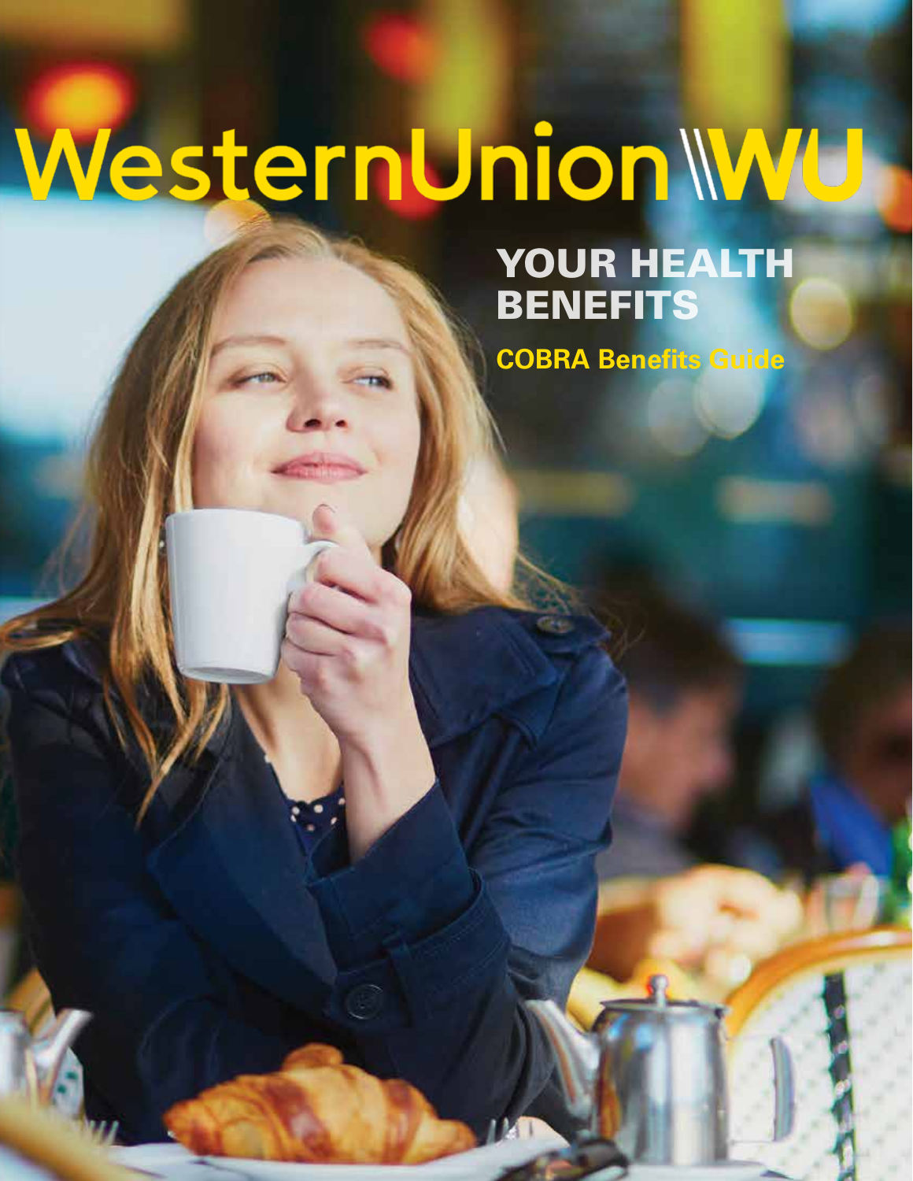# WesternUnion WU

## YOUR HEALTH BENEFITS

**COBRA Benefits Guide**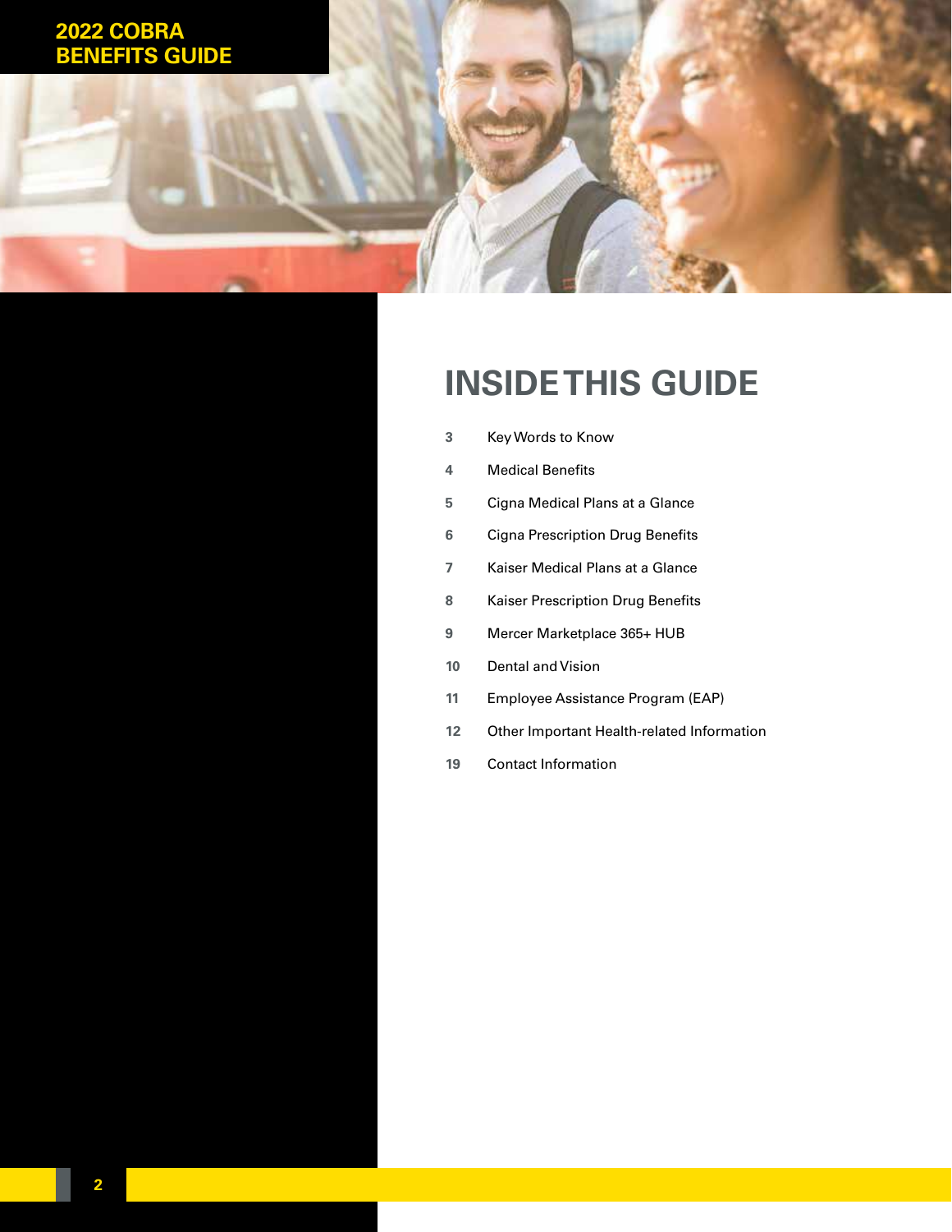# 2022 COBRA BENEFITS GUIDE

## INSIDE THIS GUIDE

| | |
|---|---|
| 3 | Key Words to Know |
| 4 | Medical Benefits |
| 5 | Cigna Medical Plans at a Glance |
| 6 | Cigna Prescription Drug Benefits |
| 7 | Kaiser Medical Plans at a Glance |
| 8 | Kaiser Prescription Drug Benefits |
| 9 | Mercer Marketplace 365+ HUB |
| 10 | Dental and Vision |
| 11 | Employee Assistance Program (EAP) |
| 12 | Other Important Health-related Information |
| 19 | Contact Information |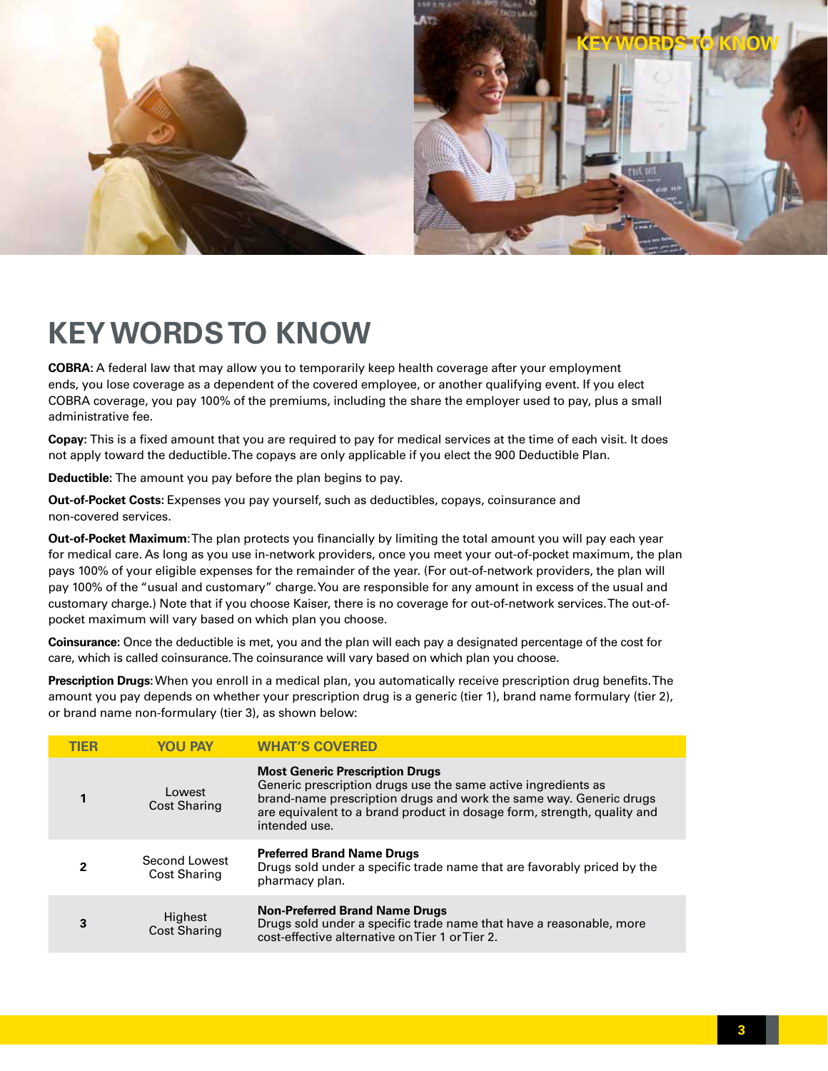# KEY WORDS TO KNOW

**COBRA:** A federal law that may allow you to temporarily keep health coverage after your employment ends, you lose coverage as a dependent of the covered employee, or another qualifying event. If you elect COBRA coverage, you pay 100% of the premiums, including the share the employer used to pay, plus a small administrative fee.

**Copay:** This is a fixed amount that you are required to pay for medical services at the time of each visit. It does not apply toward the deductible. The copays are only applicable if you elect the 900 Deductible Plan.

**Deductible**: The amount you pay before the plan begins to pay.

**Out-of-Pocket Costs:** Expenses you pay yourself, such as deductibles, copays, coinsurance and non-covered services.

**Out-of-Pocket Maximum**: The plan protects you financially by limiting the total amount you will pay each year for medical care. As long as you use in-network providers, once you meet your out-of-pocket maximum, the plan pays 100% of your eligible expenses for the remainder of the year. (For out-of-network providers, the plan will pay 100% of the "usual and customary" charge. You are responsible for any amount in excess of the usual and customary charge.) Note that if you choose Kaiser, there is no coverage for out-of-network services. The out-of-pocket maximum will vary based on which plan you choose.

**Coinsurance:** Once the deductible is met, you and the plan will each pay a designated percentage of the cost for care, which is called coinsurance. The coinsurance will vary based on which plan you choose.

**Prescription Drugs:** When you enroll in a medical plan, you automatically receive prescription drug benefits. The amount you pay depends on whether your prescription drug is a generic (tier 1), brand name formulary (tier 2), or brand name non-formulary (tier 3), as shown below:

| TIER | YOU PAY | WHAT'S COVERED |
|---|---|---|
| 1 | Lowest Cost Sharing | **Most Generic Prescription Drugs** Generic prescription drugs use the same active ingredients as brand-name prescription drugs and work the same way. Generic drugs are equivalent to a brand product in dosage form, strength, quality and intended use. |
| 2 | Second Lowest Cost Sharing | **Preferred Brand Name Drugs** Drugs sold under a specific trade name that are favorably priced by the pharmacy plan. |
| 3 | Highest Cost Sharing | **Non-Preferred Brand Name Drugs** Drugs sold under a specific trade name that have a reasonable, more cost-effective alternative on Tier 1 or Tier 2. |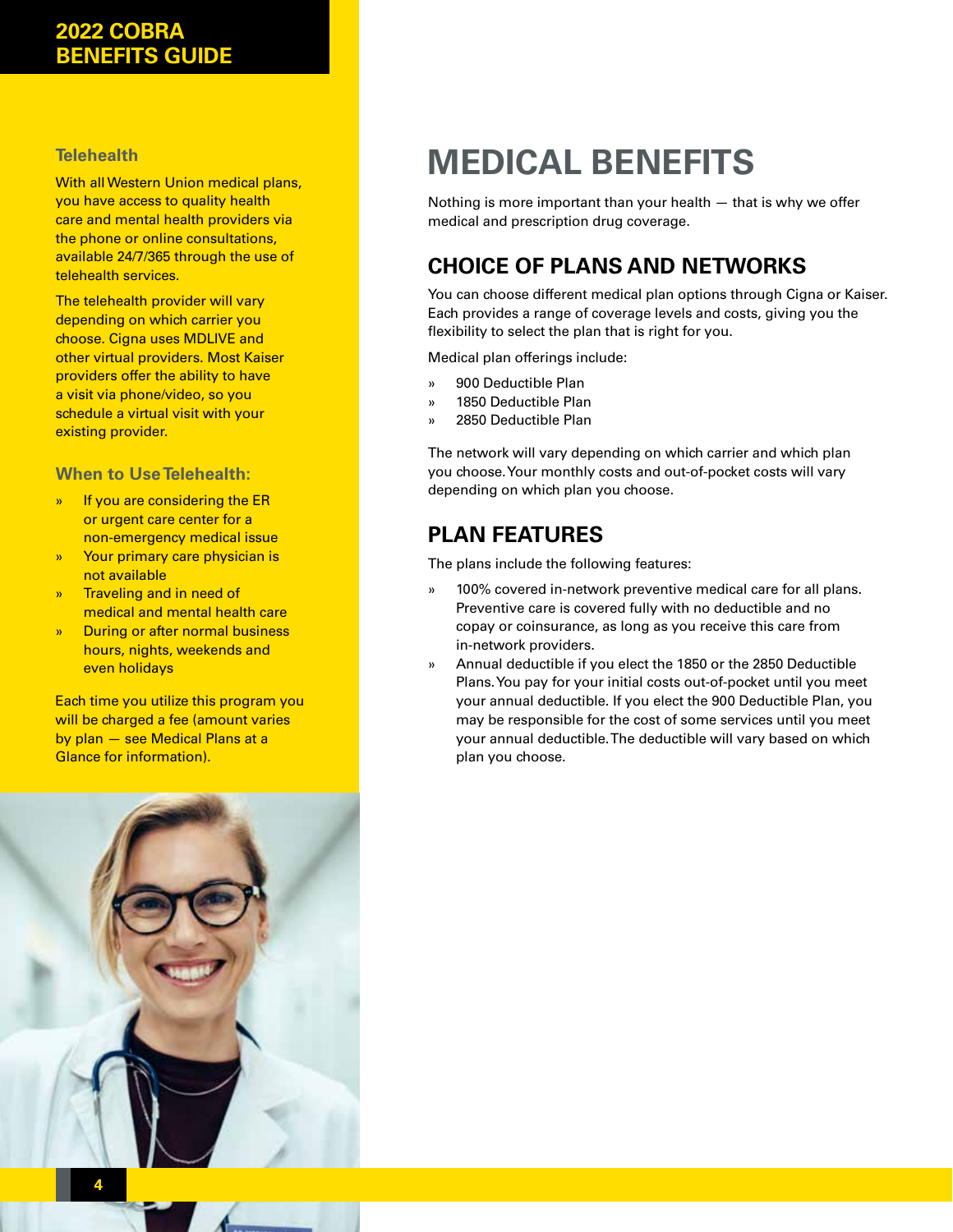# MEDICAL BENEFITS

Nothing is more important than your health — that is why we offer medical and prescription drug coverage.

## CHOICE OF PLANS AND NETWORKS

You can choose different medical plan options through Cigna or Kaiser. Each provides a range of coverage levels and costs, giving you the flexibility to select the plan that is right for you.

Medical plan offerings include:

- 900 Deductible Plan
- 1850 Deductible Plan
- 2850 Deductible Plan

The network will vary depending on which carrier and which plan you choose. Your monthly costs and out-of-pocket costs will vary depending on which plan you choose.

## PLAN FEATURES

The plans include the following features:

- 100% covered in-network preventive medical care for all plans. Preventive care is covered fully with no deductible and no copay or coinsurance, as long as you receive this care from in-network providers.
- Annual deductible if you elect the 1850 or the 2850 Deductible Plans. You pay for your initial costs out-of-pocket until you meet your annual deductible. If you elect the 900 Deductible Plan, you may be responsible for the cost of some services until you meet your annual deductible. The deductible will vary based on which plan you choose.

### Telehealth

With all Western Union medical plans, you have access to quality health care and mental health providers via the phone or online consultations, available 24/7/365 through the use of telehealth services.

The telehealth provider will vary depending on which carrier you choose. Cigna uses MDLIVE and other virtual providers. Most Kaiser providers offer the ability to have a visit via phone/video, so you schedule a virtual visit with your existing provider.

### When to Use Telehealth:

- If you are considering the ER or urgent care center for a non-emergency medical issue
- Your primary care physician is not available
- Traveling and in need of medical and mental health care
- During or after normal business hours, nights, weekends and even holidays

Each time you utilize this program you will be charged a fee (amount varies by plan — see Medical Plans at a Glance for information).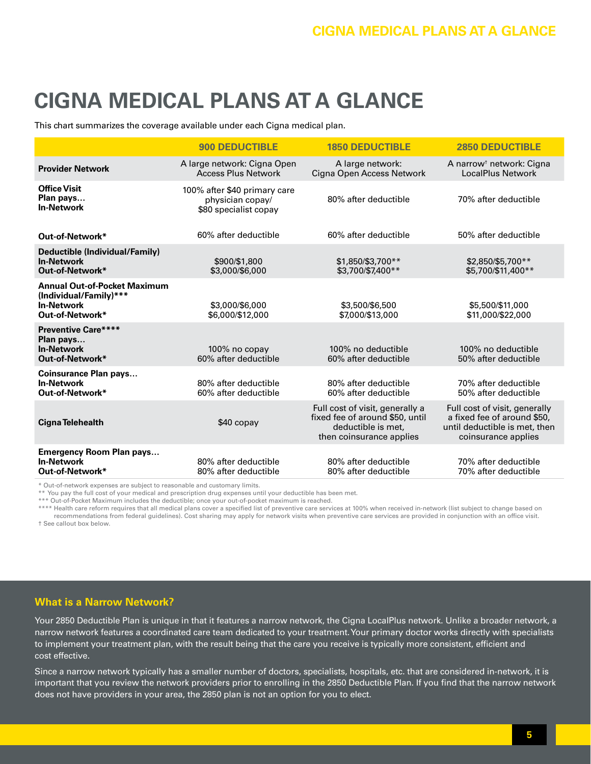# CIGNA MEDICAL PLANS AT A GLANCE

This chart summarizes the coverage available under each Cigna medical plan.

| | 900 DEDUCTIBLE | 1850 DEDUCTIBLE | 2850 DEDUCTIBLE |
|---|---|---|---|
| **Provider Network** | A large network: Cigna Open Access Plus Network | A large network: Cigna Open Access Network | A narrow† network: Cigna LocalPlus Network |
| **Office Visit Plan pays… In-Network** | 100% after $40 primary care physician copay/ $80 specialist copay | 80% after deductible | 70% after deductible |
| **Out-of-Network*** | 60% after deductible | 60% after deductible | 50% after deductible |
| **Deductible (Individual/Family) In-Network Out-of-Network*** | $900/$1,800<br>$3,000/$6,000 | $1,850/$3,700**<br>$3,700/$7,400** | $2,850/$5,700**<br>$5,700/$11,400** |
| **Annual Out-of-Pocket Maximum (Individual/Family)*** In-Network Out-of-Network*** | $3,000/$6,000<br>$6,000/$12,000 | $3,500/$6,500<br>$7,000/$13,000 | $5,500/$11,000<br>$11,000/$22,000 |
| **Preventive Care**** Plan pays… In-Network Out-of-Network*** | 100% no copay<br>60% after deductible | 100% no deductible<br>60% after deductible | 100% no deductible<br>50% after deductible |
| **Coinsurance Plan pays… In-Network Out-of-Network*** | 80% after deductible<br>60% after deductible | 80% after deductible<br>60% after deductible | 70% after deductible<br>50% after deductible |
| **Cigna Telehealth** | $40 copay | Full cost of visit, generally a fixed fee of around $50, until deductible is met, then coinsurance applies | Full cost of visit, generally a fixed fee of around $50, until deductible is met, then coinsurance applies |
| **Emergency Room Plan pays… In-Network Out-of-Network*** | 80% after deductible<br>80% after deductible | 80% after deductible<br>80% after deductible | 70% after deductible<br>70% after deductible |

\* Out-of-network expenses are subject to reasonable and customary limits.
** You pay the full cost of your medical and prescription drug expenses until your deductible has been met.
*** Out-of-Pocket Maximum includes the deductible; once your out-of-pocket maximum is reached.
**** Health care reform requires that all medical plans cover a specified list of preventive care services at 100% when received in-network (list subject to change based on recommendations from federal guidelines). Cost sharing may apply for network visits when preventive care services are provided in conjunction with an office visit.
† See callout box below.

### What is a Narrow Network?

Your 2850 Deductible Plan is unique in that it features a narrow network, the Cigna LocalPlus network. Unlike a broader network, a narrow network features a coordinated care team dedicated to your treatment. Your primary doctor works directly with specialists to implement your treatment plan, with the result being that the care you receive is typically more consistent, efficient and cost effective.

Since a narrow network typically has a smaller number of doctors, specialists, hospitals, etc. that are considered in-network, it is important that you review the network providers prior to enrolling in the 2850 Deductible Plan. If you find that the narrow network does not have providers in your area, the 2850 plan is not an option for you to elect.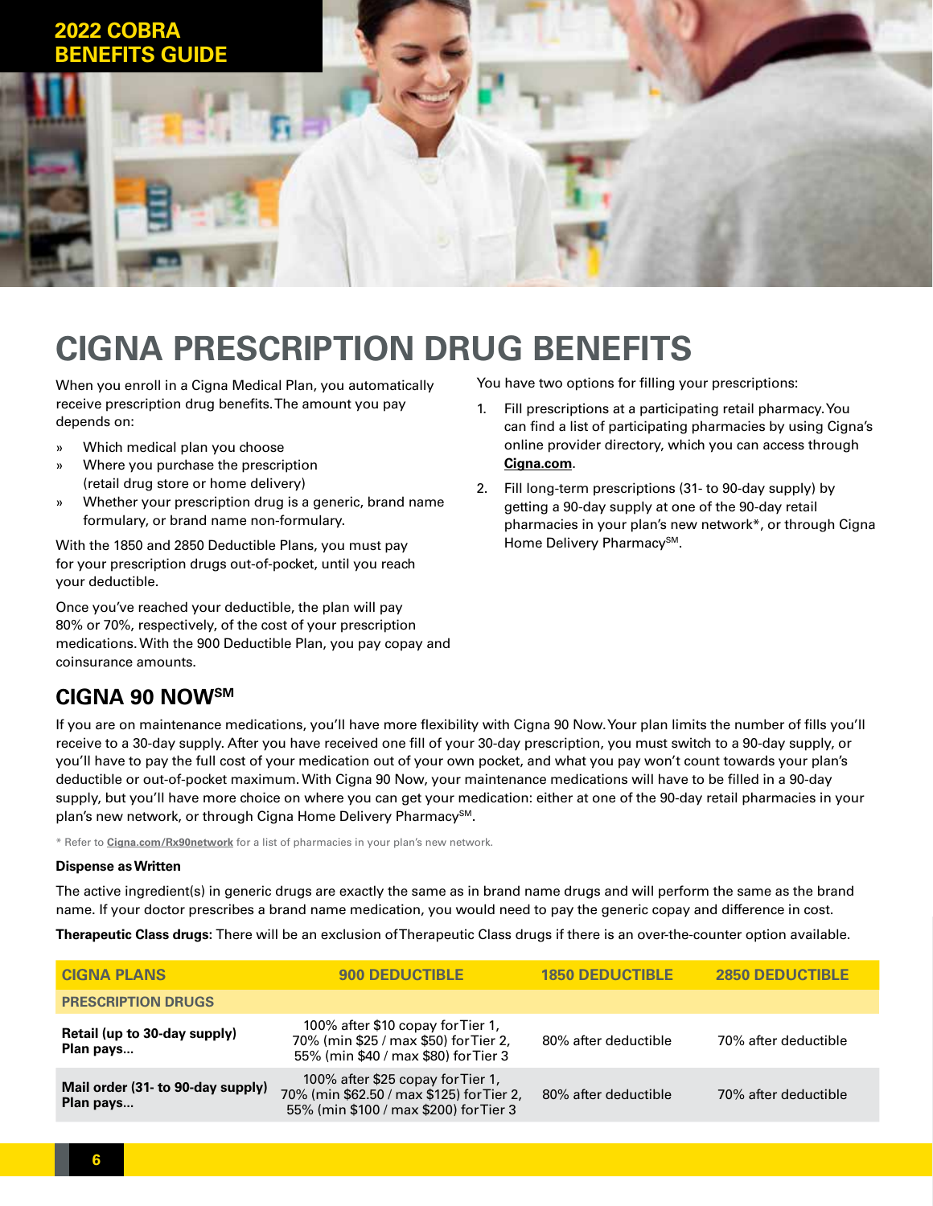# CIGNA PRESCRIPTION DRUG BENEFITS

When you enroll in a Cigna Medical Plan, you automatically receive prescription drug benefits. The amount you pay depends on:

- Which medical plan you choose
- Where you purchase the prescription (retail drug store or home delivery)
- Whether your prescription drug is a generic, brand name formulary, or brand name non-formulary.

With the 1850 and 2850 Deductible Plans, you must pay for your prescription drugs out-of-pocket, until you reach your deductible.

Once you've reached your deductible, the plan will pay 80% or 70%, respectively, of the cost of your prescription medications. With the 900 Deductible Plan, you pay copay and coinsurance amounts.

You have two options for filling your prescriptions:

1. Fill prescriptions at a participating retail pharmacy. You can find a list of participating pharmacies by using Cigna's online provider directory, which you can access through **Cigna.com**.
2. Fill long-term prescriptions (31- to 90-day supply) by getting a 90-day supply at one of the 90-day retail pharmacies in your plan's new network*, or through Cigna Home Delivery Pharmacy℠.

## CIGNA 90 NOW℠

If you are on maintenance medications, you'll have more flexibility with Cigna 90 Now. Your plan limits the number of fills you'll receive to a 30-day supply. After you have received one fill of your 30-day prescription, you must switch to a 90-day supply, or you'll have to pay the full cost of your medication out of your own pocket, and what you pay won't count towards your plan's deductible or out-of-pocket maximum. With Cigna 90 Now, your maintenance medications will have to be filled in a 90-day supply, but you'll have more choice on where you can get your medication: either at one of the 90-day retail pharmacies in your plan's new network, or through Cigna Home Delivery Pharmacy℠.

\* Refer to **Cigna.com/Rx90network** for a list of pharmacies in your plan's new network.

**Dispense as Written**

The active ingredient(s) in generic drugs are exactly the same as in brand name drugs and will perform the same as the brand name. If your doctor prescribes a brand name medication, you would need to pay the generic copay and difference in cost.

**Therapeutic Class drugs:** There will be an exclusion of Therapeutic Class drugs if there is an over-the-counter option available.

| CIGNA PLANS | 900 DEDUCTIBLE | 1850 DEDUCTIBLE | 2850 DEDUCTIBLE |
|---|---|---|---|
| **PRESCRIPTION DRUGS** | | | |
| **Retail (up to 30-day supply) Plan pays...** | 100% after $10 copay for Tier 1, 70% (min $25 / max $50) for Tier 2, 55% (min $40 / max $80) for Tier 3 | 80% after deductible | 70% after deductible |
| **Mail order (31- to 90-day supply) Plan pays...** | 100% after $25 copay for Tier 1, 70% (min $62.50 / max $125) for Tier 2, 55% (min $100 / max $200) for Tier 3 | 80% after deductible | 70% after deductible |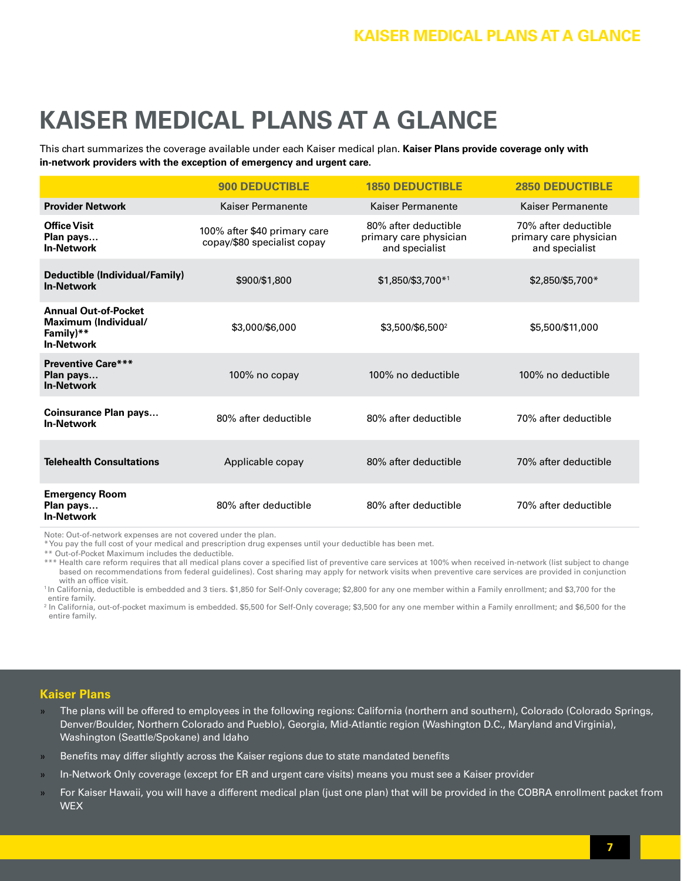# KAISER MEDICAL PLANS AT A GLANCE

This chart summarizes the coverage available under each Kaiser medical plan. **Kaiser Plans provide coverage only with in-network providers with the exception of emergency and urgent care.**

| | 900 DEDUCTIBLE | 1850 DEDUCTIBLE | 2850 DEDUCTIBLE |
|---|---|---|---|
| **Provider Network** | Kaiser Permanente | Kaiser Permanente | Kaiser Permanente |
| **Office Visit Plan pays… In-Network** | 100% after $40 primary care copay/$80 specialist copay | 80% after deductible primary care physician and specialist | 70% after deductible primary care physician and specialist |
| **Deductible (Individual/Family) In-Network** | $900/$1,800 | $1,850/$3,700*[1] | $2,850/$5,700* |
| **Annual Out-of-Pocket Maximum (Individual/ Family)** In-Network** | $3,000/$6,000 | $3,500/$6,500[2] | $5,500/$11,000 |
| **Preventive Care*** Plan pays… In-Network** | 100% no copay | 100% no deductible | 100% no deductible |
| **Coinsurance Plan pays… In-Network** | 80% after deductible | 80% after deductible | 70% after deductible |
| **Telehealth Consultations** | Applicable copay | 80% after deductible | 70% after deductible |
| **Emergency Room Plan pays… In-Network** | 80% after deductible | 80% after deductible | 70% after deductible |

Note: Out-of-network expenses are not covered under the plan.

\* You pay the full cost of your medical and prescription drug expenses until your deductible has been met.

** Out-of-Pocket Maximum includes the deductible.

*** Health care reform requires that all medical plans cover a specified list of preventive care services at 100% when received in-network (list subject to change based on recommendations from federal guidelines). Cost sharing may apply for network visits when preventive care services are provided in conjunction with an office visit.

[1] In California, deductible is embedded and 3 tiers. $1,850 for Self-Only coverage; $2,800 for any one member within a Family enrollment; and $3,700 for the entire family.

[2] In California, out-of-pocket maximum is embedded. $5,500 for Self-Only coverage; $3,500 for any one member within a Family enrollment; and $6,500 for the entire family.

## Kaiser Plans

- The plans will be offered to employees in the following regions: California (northern and southern), Colorado (Colorado Springs, Denver/Boulder, Northern Colorado and Pueblo), Georgia, Mid-Atlantic region (Washington D.C., Maryland and Virginia), Washington (Seattle/Spokane) and Idaho
- Benefits may differ slightly across the Kaiser regions due to state mandated benefits
- In-Network Only coverage (except for ER and urgent care visits) means you must see a Kaiser provider
- For Kaiser Hawaii, you will have a different medical plan (just one plan) that will be provided in the COBRA enrollment packet from WEX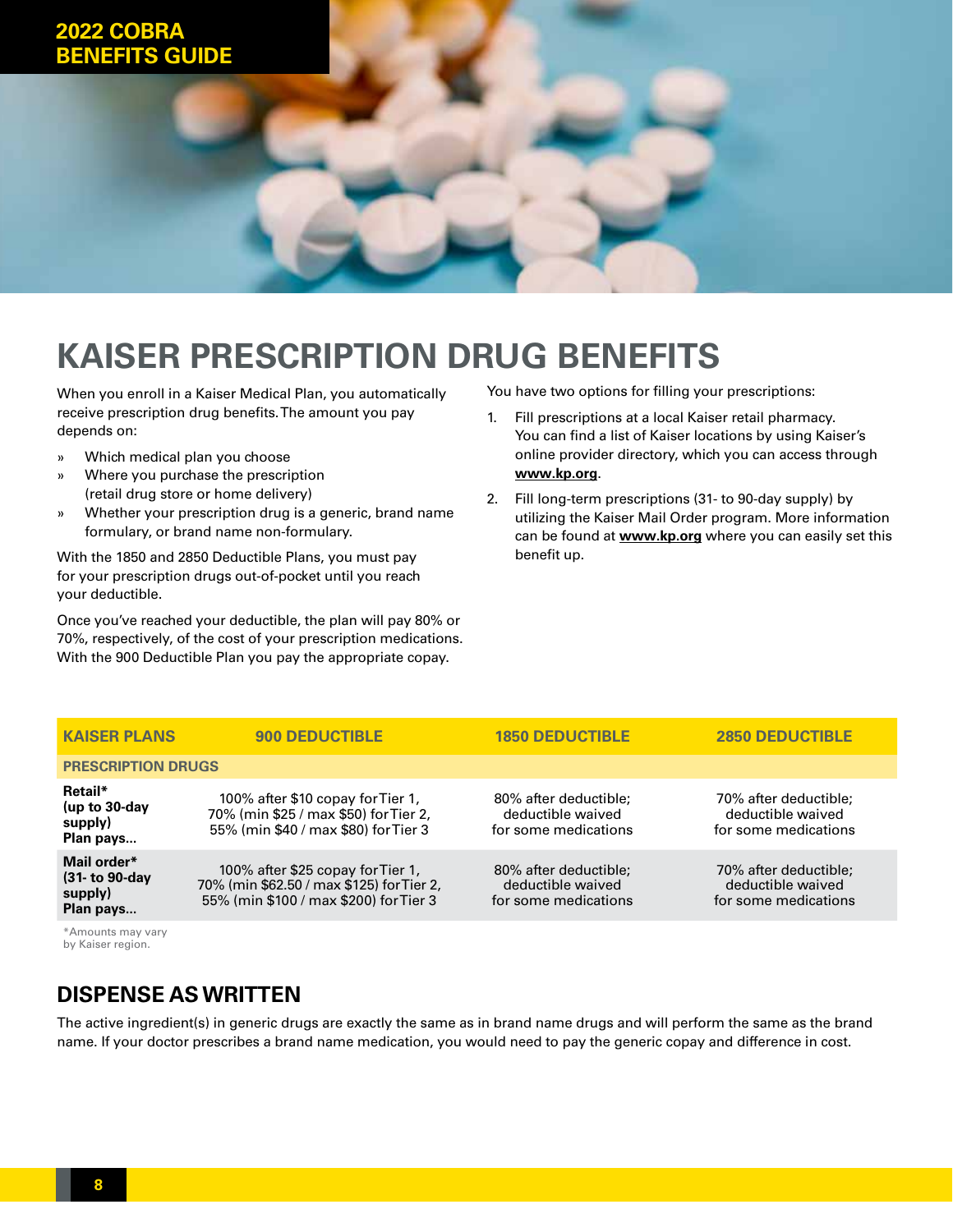# KAISER PRESCRIPTION DRUG BENEFITS

When you enroll in a Kaiser Medical Plan, you automatically receive prescription drug benefits. The amount you pay depends on:

- Which medical plan you choose
- Where you purchase the prescription (retail drug store or home delivery)
- Whether your prescription drug is a generic, brand name formulary, or brand name non-formulary.

With the 1850 and 2850 Deductible Plans, you must pay for your prescription drugs out-of-pocket until you reach your deductible.

Once you've reached your deductible, the plan will pay 80% or 70%, respectively, of the cost of your prescription medications. With the 900 Deductible Plan you pay the appropriate copay.

You have two options for filling your prescriptions:

1. Fill prescriptions at a local Kaiser retail pharmacy. You can find a list of Kaiser locations by using Kaiser's online provider directory, which you can access through **www.kp.org**.
2. Fill long-term prescriptions (31- to 90-day supply) by utilizing the Kaiser Mail Order program. More information can be found at **www.kp.org** where you can easily set this benefit up.

| KAISER PLANS | 900 DEDUCTIBLE | 1850 DEDUCTIBLE | 2850 DEDUCTIBLE |
|---|---|---|---|
| **PRESCRIPTION DRUGS** | | | |
| **Retail* (up to 30-day supply) Plan pays...** | 100% after $10 copay for Tier 1, 70% (min $25 / max $50) for Tier 2, 55% (min $40 / max $80) for Tier 3 | 80% after deductible; deductible waived for some medications | 70% after deductible; deductible waived for some medications |
| **Mail order* (31- to 90-day supply) Plan pays...** | 100% after $25 copay for Tier 1, 70% (min $62.50 / max $125) for Tier 2, 55% (min $100 / max $200) for Tier 3 | 80% after deductible; deductible waived for some medications | 70% after deductible; deductible waived for some medications |

*Amounts may vary by Kaiser region.

## DISPENSE AS WRITTEN

The active ingredient(s) in generic drugs are exactly the same as in brand name drugs and will perform the same as the brand name. If your doctor prescribes a brand name medication, you would need to pay the generic copay and difference in cost.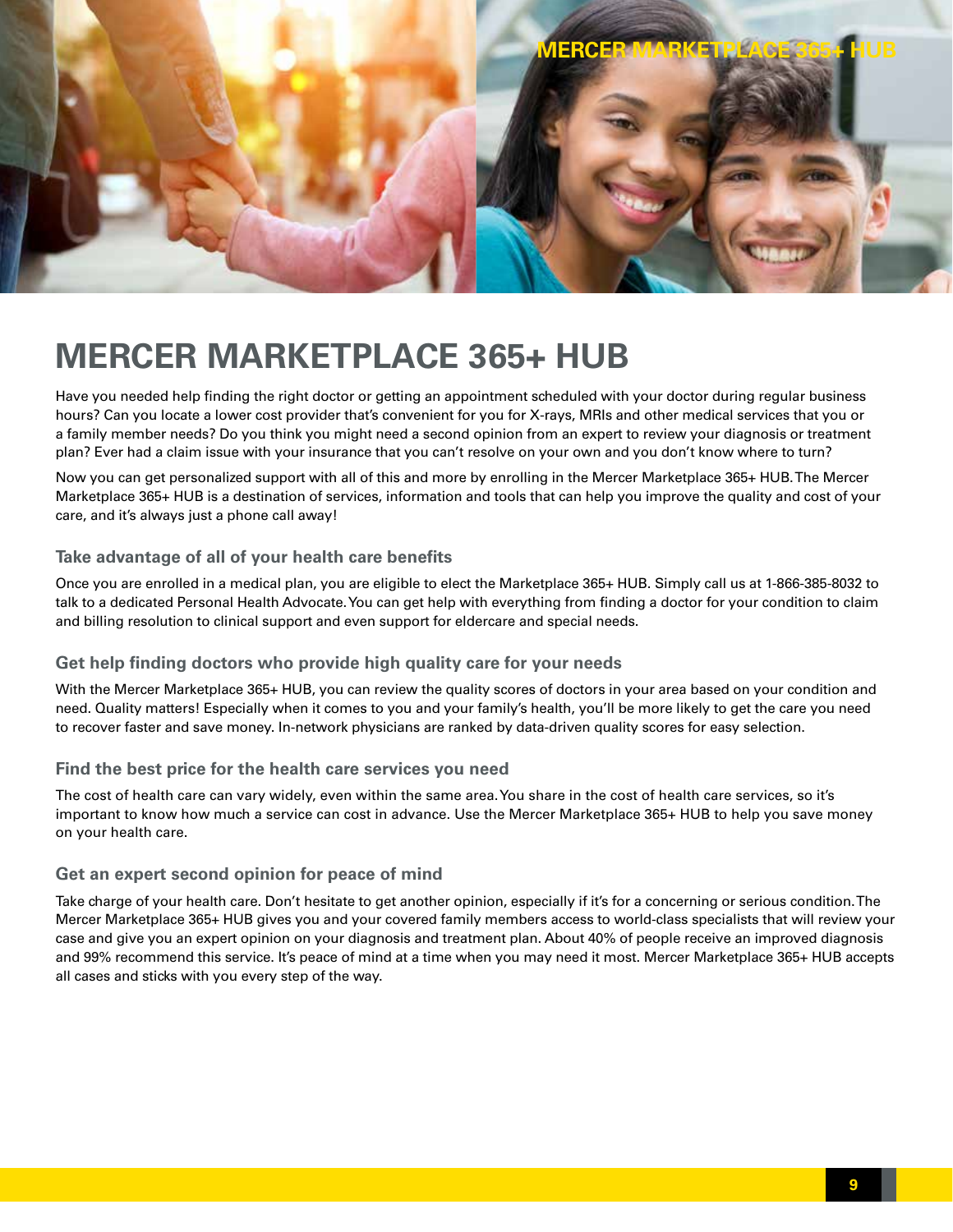# MERCER MARKETPLACE 365+ HUB

Have you needed help finding the right doctor or getting an appointment scheduled with your doctor during regular business hours? Can you locate a lower cost provider that's convenient for you for X-rays, MRIs and other medical services that you or a family member needs? Do you think you might need a second opinion from an expert to review your diagnosis or treatment plan? Ever had a claim issue with your insurance that you can't resolve on your own and you don't know where to turn?

Now you can get personalized support with all of this and more by enrolling in the Mercer Marketplace 365+ HUB. The Mercer Marketplace 365+ HUB is a destination of services, information and tools that can help you improve the quality and cost of your care, and it's always just a phone call away!

### Take advantage of all of your health care benefits

Once you are enrolled in a medical plan, you are eligible to elect the Marketplace 365+ HUB. Simply call us at 1-866-385-8032 to talk to a dedicated Personal Health Advocate. You can get help with everything from finding a doctor for your condition to claim and billing resolution to clinical support and even support for eldercare and special needs.

### Get help finding doctors who provide high quality care for your needs

With the Mercer Marketplace 365+ HUB, you can review the quality scores of doctors in your area based on your condition and need. Quality matters! Especially when it comes to you and your family's health, you'll be more likely to get the care you need to recover faster and save money. In-network physicians are ranked by data-driven quality scores for easy selection.

### Find the best price for the health care services you need

The cost of health care can vary widely, even within the same area. You share in the cost of health care services, so it's important to know how much a service can cost in advance. Use the Mercer Marketplace 365+ HUB to help you save money on your health care.

### Get an expert second opinion for peace of mind

Take charge of your health care. Don't hesitate to get another opinion, especially if it's for a concerning or serious condition. The Mercer Marketplace 365+ HUB gives you and your covered family members access to world-class specialists that will review your case and give you an expert opinion on your diagnosis and treatment plan. About 40% of people receive an improved diagnosis and 99% recommend this service. It's peace of mind at a time when you may need it most. Mercer Marketplace 365+ HUB accepts all cases and sticks with you every step of the way.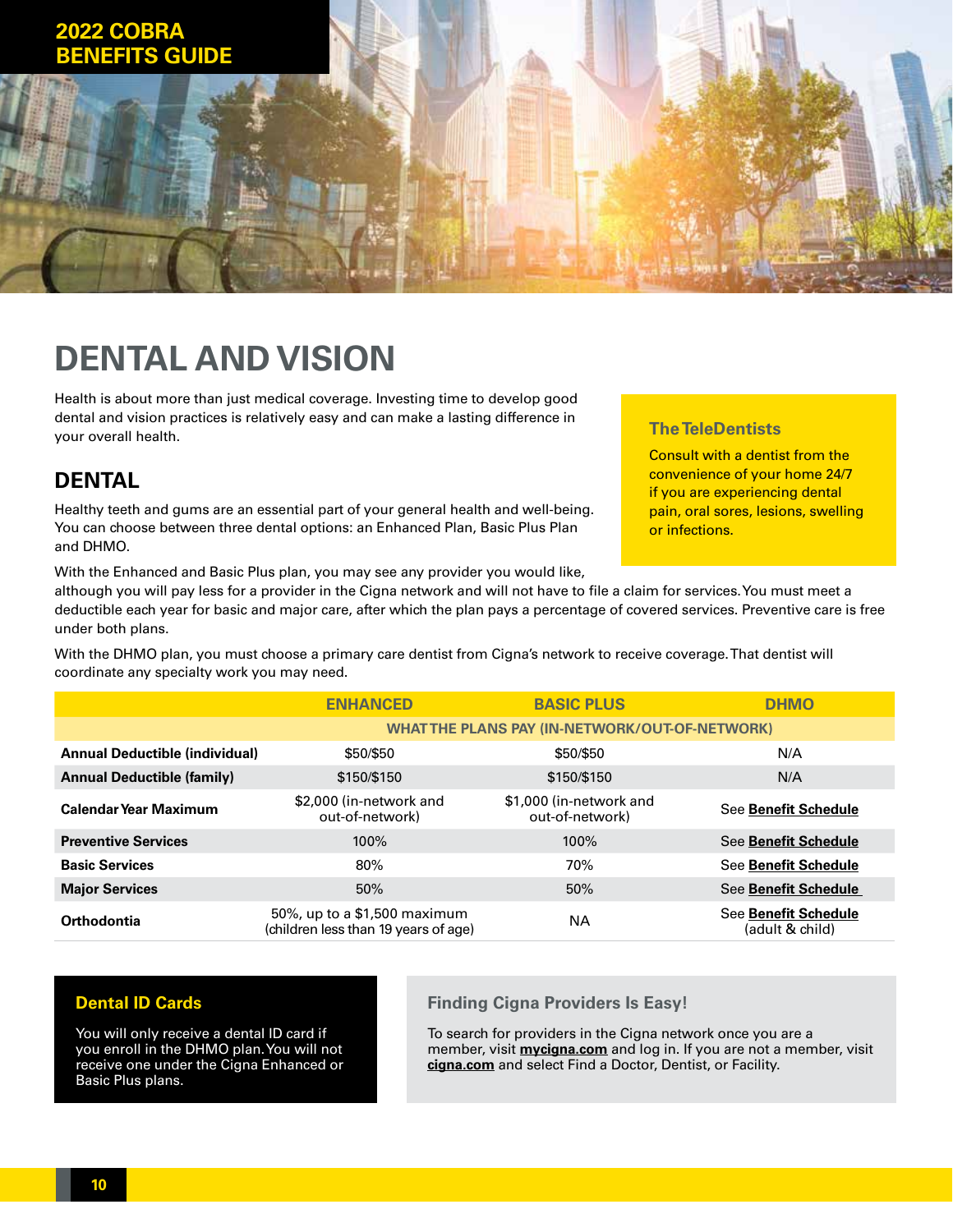2022 COBRA BENEFITS GUIDE

# DENTAL AND VISION

Health is about more than just medical coverage. Investing time to develop good dental and vision practices is relatively easy and can make a lasting difference in your overall health.

## DENTAL

Healthy teeth and gums are an essential part of your general health and well-being. You can choose between three dental options: an Enhanced Plan, Basic Plus Plan and DHMO.

With the Enhanced and Basic Plus plan, you may see any provider you would like, although you will pay less for a provider in the Cigna network and will not have to file a claim for services. You must meet a deductible each year for basic and major care, after which the plan pays a percentage of covered services. Preventive care is free under both plans.

With the DHMO plan, you must choose a primary care dentist from Cigna's network to receive coverage. That dentist will coordinate any specialty work you may need.

### The TeleDentists

Consult with a dentist from the convenience of your home 24/7 if you are experiencing dental pain, oral sores, lesions, swelling or infections.

| | ENHANCED | BASIC PLUS | DHMO |
|---|---|---|---|
| | WHAT THE PLANS PAY (IN-NETWORK/OUT-OF-NETWORK) | | |
| **Annual Deductible (individual)** | $50/$50 | $50/$50 | N/A |
| **Annual Deductible (family)** | $150/$150 | $150/$150 | N/A |
| **Calendar Year Maximum** | $2,000 (in-network and out-of-network) | $1,000 (in-network and out-of-network) | See **Benefit Schedule** |
| **Preventive Services** | 100% | 100% | See **Benefit Schedule** |
| **Basic Services** | 80% | 70% | See **Benefit Schedule** |
| **Major Services** | 50% | 50% | See **Benefit Schedule** |
| **Orthodontia** | 50%, up to a $1,500 maximum (children less than 19 years of age) | NA | See **Benefit Schedule** (adult & child) |

### Dental ID Cards

You will only receive a dental ID card if you enroll in the DHMO plan. You will not receive one under the Cigna Enhanced or Basic Plus plans.

### Finding Cigna Providers Is Easy!

To search for providers in the Cigna network once you are a member, visit **mycigna.com** and log in. If you are not a member, visit **cigna.com** and select Find a Doctor, Dentist, or Facility.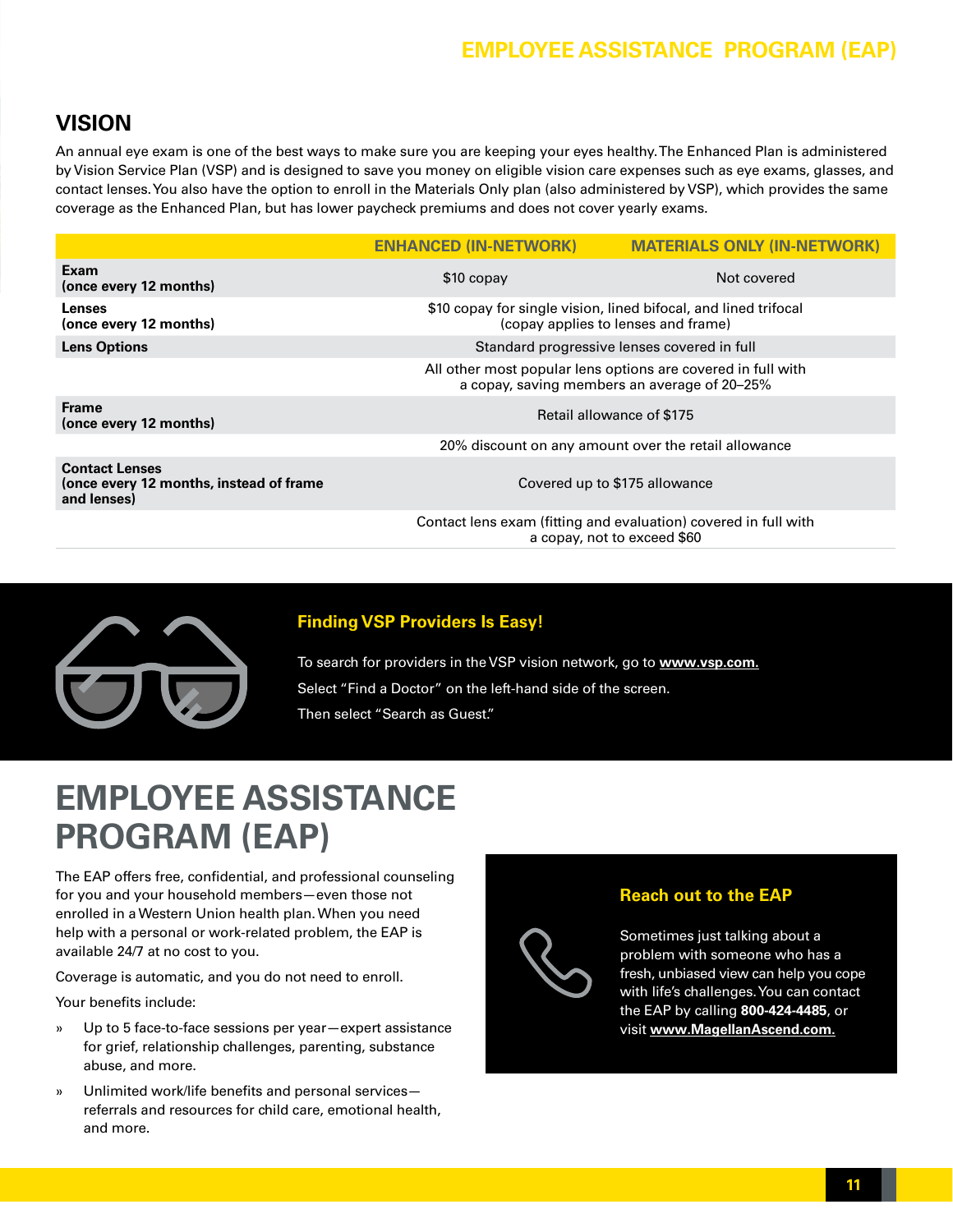## VISION

An annual eye exam is one of the best ways to make sure you are keeping your eyes healthy. The Enhanced Plan is administered by Vision Service Plan (VSP) and is designed to save you money on eligible vision care expenses such as eye exams, glasses, and contact lenses. You also have the option to enroll in the Materials Only plan (also administered by VSP), which provides the same coverage as the Enhanced Plan, but has lower paycheck premiums and does not cover yearly exams.

| | ENHANCED (IN-NETWORK) | MATERIALS ONLY (IN-NETWORK) |
|---|---|---|
| **Exam (once every 12 months)** | $10 copay | Not covered |
| **Lenses (once every 12 months)** | $10 copay for single vision, lined bifocal, and lined trifocal (copay applies to lenses and frame) | |
| **Lens Options** | Standard progressive lenses covered in full | |
| | All other most popular lens options are covered in full with a copay, saving members an average of 20–25% | |
| **Frame (once every 12 months)** | Retail allowance of $175 | |
| | 20% discount on any amount over the retail allowance | |
| **Contact Lenses (once every 12 months, instead of frame and lenses)** | Covered up to $175 allowance | |
| | Contact lens exam (fitting and evaluation) covered in full with a copay, not to exceed $60 | |

### Finding VSP Providers Is Easy!

To search for providers in the VSP vision network, go to **www.vsp.com.**

Select "Find a Doctor" on the left-hand side of the screen.

Then select "Search as Guest."

# EMPLOYEE ASSISTANCE PROGRAM (EAP)

The EAP offers free, confidential, and professional counseling for you and your household members—even those not enrolled in a Western Union health plan. When you need help with a personal or work-related problem, the EAP is available 24/7 at no cost to you.

Coverage is automatic, and you do not need to enroll.

Your benefits include:

- Up to 5 face-to-face sessions per year—expert assistance for grief, relationship challenges, parenting, substance abuse, and more.
- Unlimited work/life benefits and personal services—referrals and resources for child care, emotional health, and more.

### Reach out to the EAP

Sometimes just talking about a problem with someone who has a fresh, unbiased view can help you cope with life's challenges. You can contact the EAP by calling **800-424-4485**, or visit **www.MagellanAscend.com.**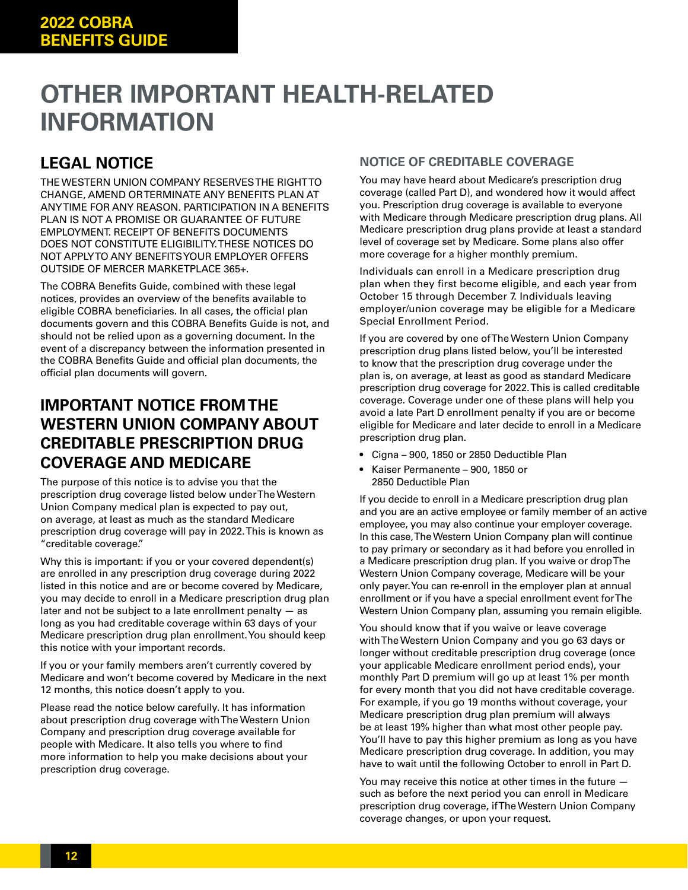# OTHER IMPORTANT HEALTH-RELATED INFORMATION

## LEGAL NOTICE

THE WESTERN UNION COMPANY RESERVES THE RIGHT TO CHANGE, AMEND OR TERMINATE ANY BENEFITS PLAN AT ANY TIME FOR ANY REASON. PARTICIPATION IN A BENEFITS PLAN IS NOT A PROMISE OR GUARANTEE OF FUTURE EMPLOYMENT. RECEIPT OF BENEFITS DOCUMENTS DOES NOT CONSTITUTE ELIGIBILITY. THESE NOTICES DO NOT APPLY TO ANY BENEFITS YOUR EMPLOYER OFFERS OUTSIDE OF MERCER MARKETPLACE 365+.

The COBRA Benefits Guide, combined with these legal notices, provides an overview of the benefits available to eligible COBRA beneficiaries. In all cases, the official plan documents govern and this COBRA Benefits Guide is not, and should not be relied upon as a governing document. In the event of a discrepancy between the information presented in the COBRA Benefits Guide and official plan documents, the official plan documents will govern.

## IMPORTANT NOTICE FROM THE WESTERN UNION COMPANY ABOUT CREDITABLE PRESCRIPTION DRUG COVERAGE AND MEDICARE

The purpose of this notice is to advise you that the prescription drug coverage listed below under The Western Union Company medical plan is expected to pay out, on average, at least as much as the standard Medicare prescription drug coverage will pay in 2022. This is known as "creditable coverage."

Why this is important: if you or your covered dependent(s) are enrolled in any prescription drug coverage during 2022 listed in this notice and are or become covered by Medicare, you may decide to enroll in a Medicare prescription drug plan later and not be subject to a late enrollment penalty — as long as you had creditable coverage within 63 days of your Medicare prescription drug plan enrollment. You should keep this notice with your important records.

If you or your family members aren't currently covered by Medicare and won't become covered by Medicare in the next 12 months, this notice doesn't apply to you.

Please read the notice below carefully. It has information about prescription drug coverage with The Western Union Company and prescription drug coverage available for people with Medicare. It also tells you where to find more information to help you make decisions about your prescription drug coverage.

### NOTICE OF CREDITABLE COVERAGE

You may have heard about Medicare's prescription drug coverage (called Part D), and wondered how it would affect you. Prescription drug coverage is available to everyone with Medicare through Medicare prescription drug plans. All Medicare prescription drug plans provide at least a standard level of coverage set by Medicare. Some plans also offer more coverage for a higher monthly premium.

Individuals can enroll in a Medicare prescription drug plan when they first become eligible, and each year from October 15 through December 7. Individuals leaving employer/union coverage may be eligible for a Medicare Special Enrollment Period.

If you are covered by one of The Western Union Company prescription drug plans listed below, you'll be interested to know that the prescription drug coverage under the plan is, on average, at least as good as standard Medicare prescription drug coverage for 2022. This is called creditable coverage. Coverage under one of these plans will help you avoid a late Part D enrollment penalty if you are or become eligible for Medicare and later decide to enroll in a Medicare prescription drug plan.

- Cigna – 900, 1850 or 2850 Deductible Plan
- Kaiser Permanente – 900, 1850 or 2850 Deductible Plan

If you decide to enroll in a Medicare prescription drug plan and you are an active employee or family member of an active employee, you may also continue your employer coverage. In this case, The Western Union Company plan will continue to pay primary or secondary as it had before you enrolled in a Medicare prescription drug plan. If you waive or drop The Western Union Company coverage, Medicare will be your only payer. You can re-enroll in the employer plan at annual enrollment or if you have a special enrollment event for The Western Union Company plan, assuming you remain eligible.

You should know that if you waive or leave coverage with The Western Union Company and you go 63 days or longer without creditable prescription drug coverage (once your applicable Medicare enrollment period ends), your monthly Part D premium will go up at least 1% per month for every month that you did not have creditable coverage. For example, if you go 19 months without coverage, your Medicare prescription drug plan premium will always be at least 19% higher than what most other people pay. You'll have to pay this higher premium as long as you have Medicare prescription drug coverage. In addition, you may have to wait until the following October to enroll in Part D.

You may receive this notice at other times in the future — such as before the next period you can enroll in Medicare prescription drug coverage, if The Western Union Company coverage changes, or upon your request.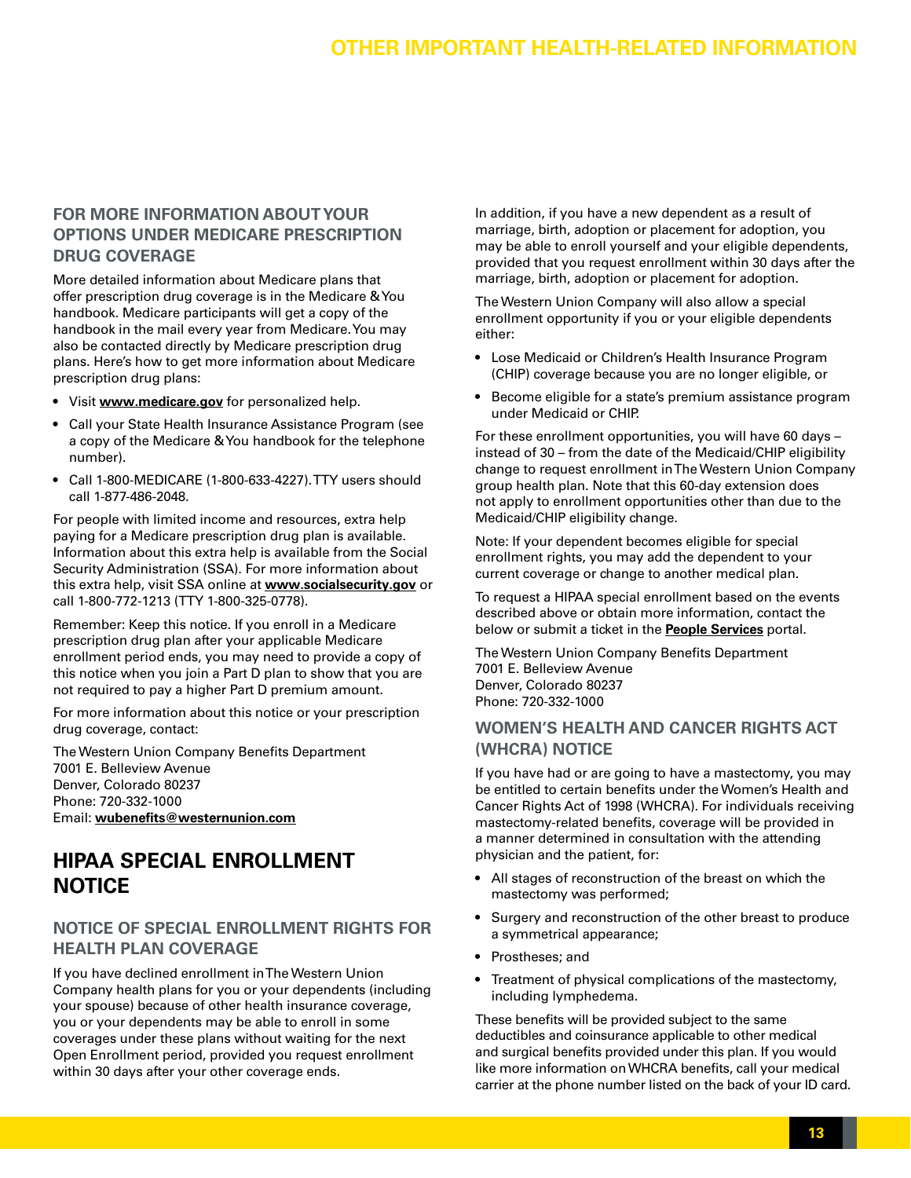### FOR MORE INFORMATION ABOUT YOUR OPTIONS UNDER MEDICARE PRESCRIPTION DRUG COVERAGE

More detailed information about Medicare plans that offer prescription drug coverage is in the Medicare & You handbook. Medicare participants will get a copy of the handbook in the mail every year from Medicare. You may also be contacted directly by Medicare prescription drug plans. Here's how to get more information about Medicare prescription drug plans:

- Visit **www.medicare.gov** for personalized help.
- Call your State Health Insurance Assistance Program (see a copy of the Medicare & You handbook for the telephone number).
- Call 1-800-MEDICARE (1-800-633-4227). TTY users should call 1-877-486-2048.

For people with limited income and resources, extra help paying for a Medicare prescription drug plan is available. Information about this extra help is available from the Social Security Administration (SSA). For more information about this extra help, visit SSA online at **www.socialsecurity.gov** or call 1-800-772-1213 (TTY 1-800-325-0778).

Remember: Keep this notice. If you enroll in a Medicare prescription drug plan after your applicable Medicare enrollment period ends, you may need to provide a copy of this notice when you join a Part D plan to show that you are not required to pay a higher Part D premium amount.

For more information about this notice or your prescription drug coverage, contact:

The Western Union Company Benefits Department
7001 E. Belleview Avenue
Denver, Colorado 80237
Phone: 720-332-1000
Email: **wubenefits@westernunion.com**

## HIPAA SPECIAL ENROLLMENT NOTICE

### NOTICE OF SPECIAL ENROLLMENT RIGHTS FOR HEALTH PLAN COVERAGE

If you have declined enrollment in The Western Union Company health plans for you or your dependents (including your spouse) because of other health insurance coverage, you or your dependents may be able to enroll in some coverages under these plans without waiting for the next Open Enrollment period, provided you request enrollment within 30 days after your other coverage ends.

In addition, if you have a new dependent as a result of marriage, birth, adoption or placement for adoption, you may be able to enroll yourself and your eligible dependents, provided that you request enrollment within 30 days after the marriage, birth, adoption or placement for adoption.

The Western Union Company will also allow a special enrollment opportunity if you or your eligible dependents either:

- Lose Medicaid or Children's Health Insurance Program (CHIP) coverage because you are no longer eligible, or
- Become eligible for a state's premium assistance program under Medicaid or CHIP.

For these enrollment opportunities, you will have 60 days – instead of 30 – from the date of the Medicaid/CHIP eligibility change to request enrollment in The Western Union Company group health plan. Note that this 60-day extension does not apply to enrollment opportunities other than due to the Medicaid/CHIP eligibility change.

Note: If your dependent becomes eligible for special enrollment rights, you may add the dependent to your current coverage or change to another medical plan.

To request a HIPAA special enrollment based on the events described above or obtain more information, contact the below or submit a ticket in the **People Services** portal.

The Western Union Company Benefits Department
7001 E. Belleview Avenue
Denver, Colorado 80237
Phone: 720-332-1000

### WOMEN'S HEALTH AND CANCER RIGHTS ACT (WHCRA) NOTICE

If you have had or are going to have a mastectomy, you may be entitled to certain benefits under the Women's Health and Cancer Rights Act of 1998 (WHCRA). For individuals receiving mastectomy-related benefits, coverage will be provided in a manner determined in consultation with the attending physician and the patient, for:

- All stages of reconstruction of the breast on which the mastectomy was performed;
- Surgery and reconstruction of the other breast to produce a symmetrical appearance;
- Prostheses; and
- Treatment of physical complications of the mastectomy, including lymphedema.

These benefits will be provided subject to the same deductibles and coinsurance applicable to other medical and surgical benefits provided under this plan. If you would like more information on WHCRA benefits, call your medical carrier at the phone number listed on the back of your ID card.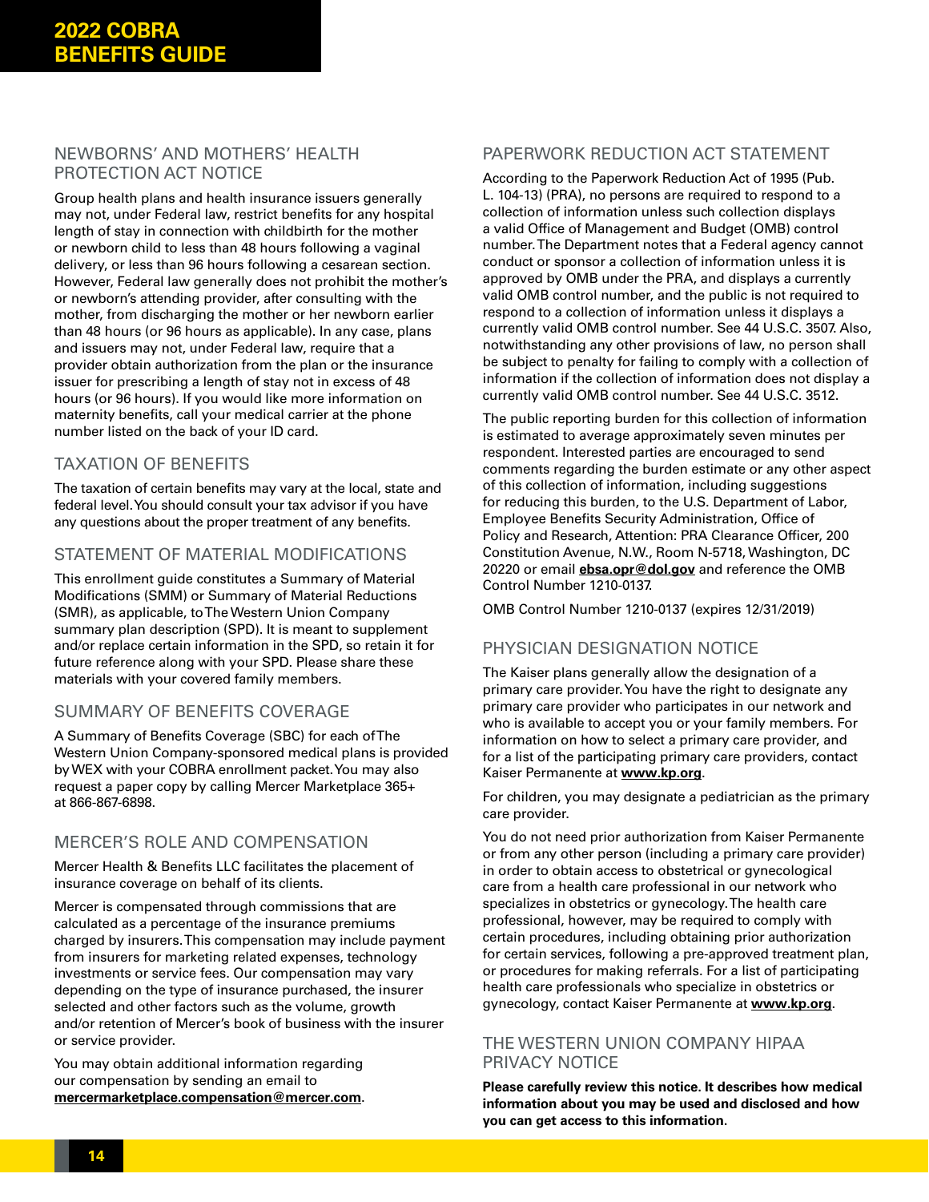## NEWBORNS' AND MOTHERS' HEALTH PROTECTION ACT NOTICE

Group health plans and health insurance issuers generally may not, under Federal law, restrict benefits for any hospital length of stay in connection with childbirth for the mother or newborn child to less than 48 hours following a vaginal delivery, or less than 96 hours following a cesarean section. However, Federal law generally does not prohibit the mother's or newborn's attending provider, after consulting with the mother, from discharging the mother or her newborn earlier than 48 hours (or 96 hours as applicable). In any case, plans and issuers may not, under Federal law, require that a provider obtain authorization from the plan or the insurance issuer for prescribing a length of stay not in excess of 48 hours (or 96 hours). If you would like more information on maternity benefits, call your medical carrier at the phone number listed on the back of your ID card.

## TAXATION OF BENEFITS

The taxation of certain benefits may vary at the local, state and federal level. You should consult your tax advisor if you have any questions about the proper treatment of any benefits.

## STATEMENT OF MATERIAL MODIFICATIONS

This enrollment guide constitutes a Summary of Material Modifications (SMM) or Summary of Material Reductions (SMR), as applicable, to The Western Union Company summary plan description (SPD). It is meant to supplement and/or replace certain information in the SPD, so retain it for future reference along with your SPD. Please share these materials with your covered family members.

## SUMMARY OF BENEFITS COVERAGE

A Summary of Benefits Coverage (SBC) for each of The Western Union Company-sponsored medical plans is provided by WEX with your COBRA enrollment packet. You may also request a paper copy by calling Mercer Marketplace 365+ at 866-867-6898.

## MERCER'S ROLE AND COMPENSATION

Mercer Health & Benefits LLC facilitates the placement of insurance coverage on behalf of its clients.

Mercer is compensated through commissions that are calculated as a percentage of the insurance premiums charged by insurers. This compensation may include payment from insurers for marketing related expenses, technology investments or service fees. Our compensation may vary depending on the type of insurance purchased, the insurer selected and other factors such as the volume, growth and/or retention of Mercer's book of business with the insurer or service provider.

You may obtain additional information regarding our compensation by sending an email to **mercermarketplace.compensation@mercer.com**.

## PAPERWORK REDUCTION ACT STATEMENT

According to the Paperwork Reduction Act of 1995 (Pub. L. 104-13) (PRA), no persons are required to respond to a collection of information unless such collection displays a valid Office of Management and Budget (OMB) control number. The Department notes that a Federal agency cannot conduct or sponsor a collection of information unless it is approved by OMB under the PRA, and displays a currently valid OMB control number, and the public is not required to respond to a collection of information unless it displays a currently valid OMB control number. See 44 U.S.C. 3507. Also, notwithstanding any other provisions of law, no person shall be subject to penalty for failing to comply with a collection of information if the collection of information does not display a currently valid OMB control number. See 44 U.S.C. 3512.

The public reporting burden for this collection of information is estimated to average approximately seven minutes per respondent. Interested parties are encouraged to send comments regarding the burden estimate or any other aspect of this collection of information, including suggestions for reducing this burden, to the U.S. Department of Labor, Employee Benefits Security Administration, Office of Policy and Research, Attention: PRA Clearance Officer, 200 Constitution Avenue, N.W., Room N-5718, Washington, DC 20220 or email **ebsa.opr@dol.gov** and reference the OMB Control Number 1210-0137.

OMB Control Number 1210-0137 (expires 12/31/2019)

## PHYSICIAN DESIGNATION NOTICE

The Kaiser plans generally allow the designation of a primary care provider. You have the right to designate any primary care provider who participates in our network and who is available to accept you or your family members. For information on how to select a primary care provider, and for a list of the participating primary care providers, contact Kaiser Permanente at **www.kp.org**.

For children, you may designate a pediatrician as the primary care provider.

You do not need prior authorization from Kaiser Permanente or from any other person (including a primary care provider) in order to obtain access to obstetrical or gynecological care from a health care professional in our network who specializes in obstetrics or gynecology. The health care professional, however, may be required to comply with certain procedures, including obtaining prior authorization for certain services, following a pre-approved treatment plan, or procedures for making referrals. For a list of participating health care professionals who specialize in obstetrics or gynecology, contact Kaiser Permanente at **www.kp.org**.

## THE WESTERN UNION COMPANY HIPAA PRIVACY NOTICE

**Please carefully review this notice. It describes how medical information about you may be used and disclosed and how you can get access to this information.**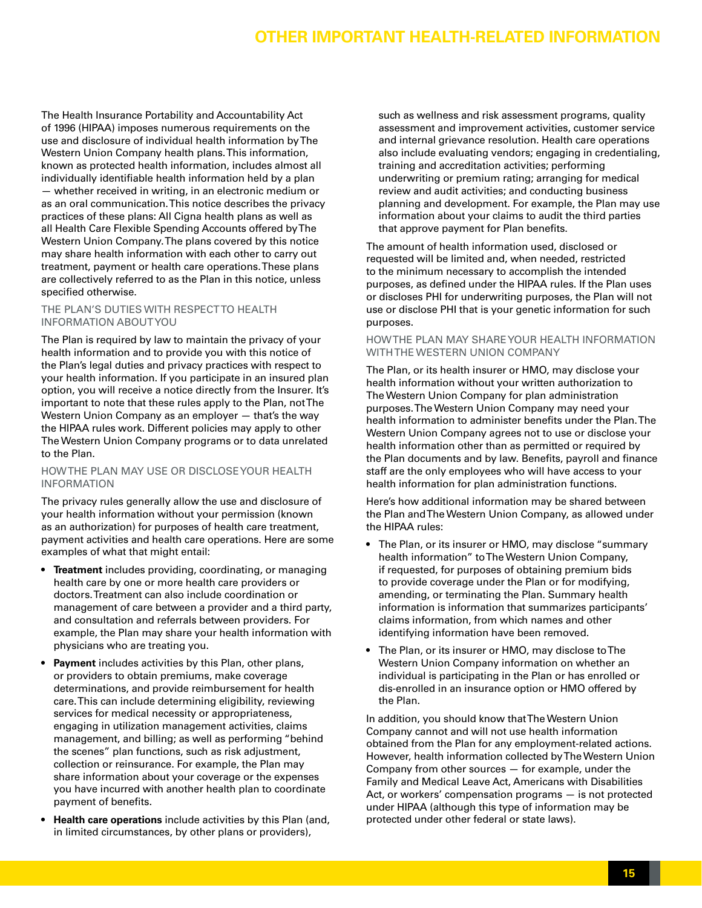# OTHER IMPORTANT HEALTH-RELATED INFORMATION

The Health Insurance Portability and Accountability Act of 1996 (HIPAA) imposes numerous requirements on the use and disclosure of individual health information by The Western Union Company health plans. This information, known as protected health information, includes almost all individually identifiable health information held by a plan — whether received in writing, in an electronic medium or as an oral communication. This notice describes the privacy practices of these plans: All Cigna health plans as well as all Health Care Flexible Spending Accounts offered by The Western Union Company. The plans covered by this notice may share health information with each other to carry out treatment, payment or health care operations. These plans are collectively referred to as the Plan in this notice, unless specified otherwise.

## THE PLAN'S DUTIES WITH RESPECT TO HEALTH INFORMATION ABOUT YOU

The Plan is required by law to maintain the privacy of your health information and to provide you with this notice of the Plan's legal duties and privacy practices with respect to your health information. If you participate in an insured plan option, you will receive a notice directly from the Insurer. It's important to note that these rules apply to the Plan, not The Western Union Company as an employer — that's the way the HIPAA rules work. Different policies may apply to other The Western Union Company programs or to data unrelated to the Plan.

## HOW THE PLAN MAY USE OR DISCLOSE YOUR HEALTH INFORMATION

The privacy rules generally allow the use and disclosure of your health information without your permission (known as an authorization) for purposes of health care treatment, payment activities and health care operations. Here are some examples of what that might entail:

- **Treatment** includes providing, coordinating, or managing health care by one or more health care providers or doctors. Treatment can also include coordination or management of care between a provider and a third party, and consultation and referrals between providers. For example, the Plan may share your health information with physicians who are treating you.
- **Payment** includes activities by this Plan, other plans, or providers to obtain premiums, make coverage determinations, and provide reimbursement for health care. This can include determining eligibility, reviewing services for medical necessity or appropriateness, engaging in utilization management activities, claims management, and billing; as well as performing "behind the scenes" plan functions, such as risk adjustment, collection or reinsurance. For example, the Plan may share information about your coverage or the expenses you have incurred with another health plan to coordinate payment of benefits.
- **Health care operations** include activities by this Plan (and, in limited circumstances, by other plans or providers), such as wellness and risk assessment programs, quality assessment and improvement activities, customer service and internal grievance resolution. Health care operations also include evaluating vendors; engaging in credentialing, training and accreditation activities; performing underwriting or premium rating; arranging for medical review and audit activities; and conducting business planning and development. For example, the Plan may use information about your claims to audit the third parties that approve payment for Plan benefits.

The amount of health information used, disclosed or requested will be limited and, when needed, restricted to the minimum necessary to accomplish the intended purposes, as defined under the HIPAA rules. If the Plan uses or discloses PHI for underwriting purposes, the Plan will not use or disclose PHI that is your genetic information for such purposes.

## HOW THE PLAN MAY SHARE YOUR HEALTH INFORMATION WITH THE WESTERN UNION COMPANY

The Plan, or its health insurer or HMO, may disclose your health information without your written authorization to The Western Union Company for plan administration purposes. The Western Union Company may need your health information to administer benefits under the Plan. The Western Union Company agrees not to use or disclose your health information other than as permitted or required by the Plan documents and by law. Benefits, payroll and finance staff are the only employees who will have access to your health information for plan administration functions.

Here's how additional information may be shared between the Plan and The Western Union Company, as allowed under the HIPAA rules:

- The Plan, or its insurer or HMO, may disclose "summary health information" to The Western Union Company, if requested, for purposes of obtaining premium bids to provide coverage under the Plan or for modifying, amending, or terminating the Plan. Summary health information is information that summarizes participants' claims information, from which names and other identifying information have been removed.
- The Plan, or its insurer or HMO, may disclose to The Western Union Company information on whether an individual is participating in the Plan or has enrolled or dis-enrolled in an insurance option or HMO offered by the Plan.

In addition, you should know that The Western Union Company cannot and will not use health information obtained from the Plan for any employment-related actions. However, health information collected by The Western Union Company from other sources — for example, under the Family and Medical Leave Act, Americans with Disabilities Act, or workers' compensation programs — is not protected under HIPAA (although this type of information may be protected under other federal or state laws).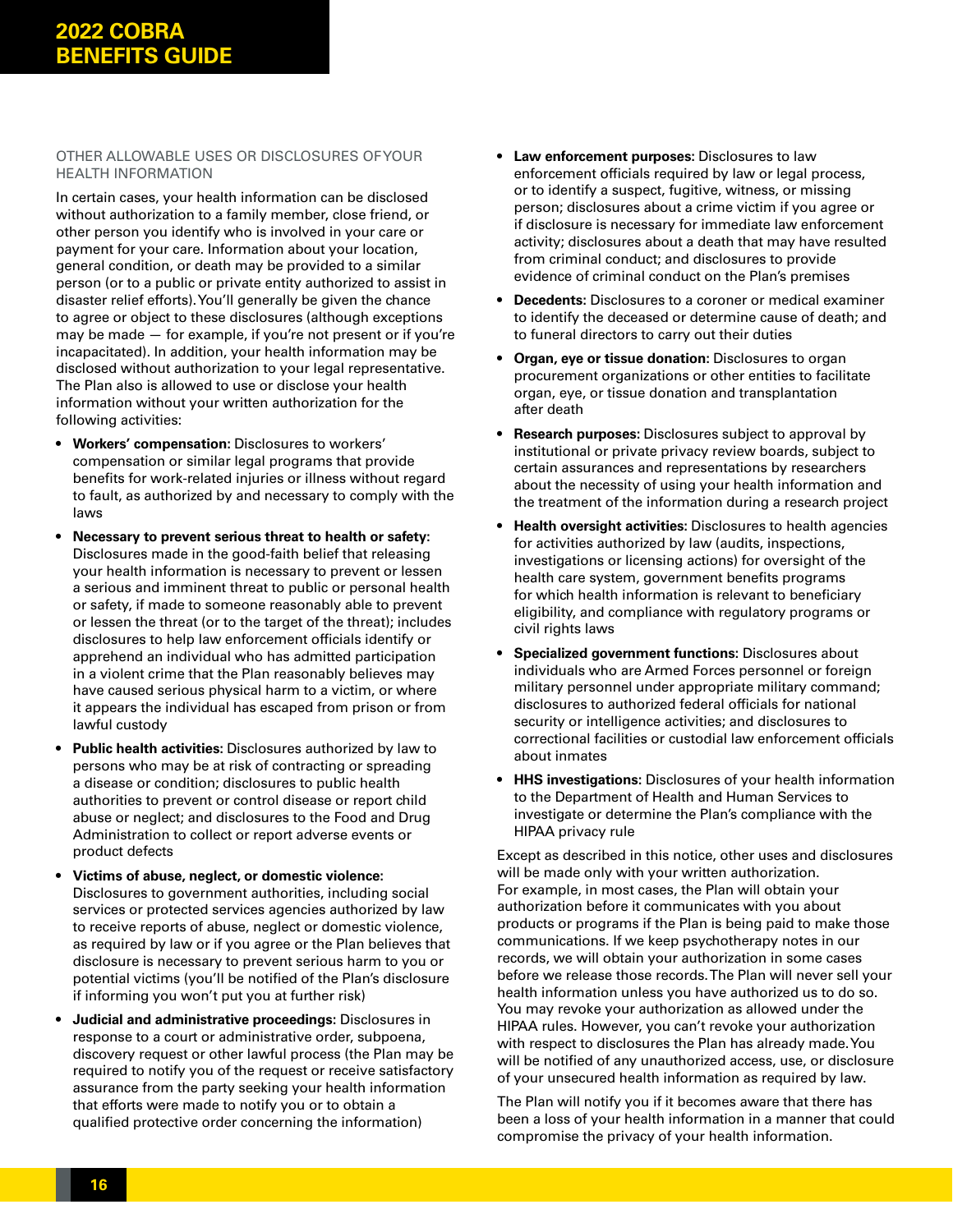## OTHER ALLOWABLE USES OR DISCLOSURES OF YOUR HEALTH INFORMATION

In certain cases, your health information can be disclosed without authorization to a family member, close friend, or other person you identify who is involved in your care or payment for your care. Information about your location, general condition, or death may be provided to a similar person (or to a public or private entity authorized to assist in disaster relief efforts). You'll generally be given the chance to agree or object to these disclosures (although exceptions may be made — for example, if you're not present or if you're incapacitated). In addition, your health information may be disclosed without authorization to your legal representative. The Plan also is allowed to use or disclose your health information without your written authorization for the following activities:

- **Workers' compensation:** Disclosures to workers' compensation or similar legal programs that provide benefits for work-related injuries or illness without regard to fault, as authorized by and necessary to comply with the laws
- **Necessary to prevent serious threat to health or safety:** Disclosures made in the good-faith belief that releasing your health information is necessary to prevent or lessen a serious and imminent threat to public or personal health or safety, if made to someone reasonably able to prevent or lessen the threat (or to the target of the threat); includes disclosures to help law enforcement officials identify or apprehend an individual who has admitted participation in a violent crime that the Plan reasonably believes may have caused serious physical harm to a victim, or where it appears the individual has escaped from prison or from lawful custody
- **Public health activities:** Disclosures authorized by law to persons who may be at risk of contracting or spreading a disease or condition; disclosures to public health authorities to prevent or control disease or report child abuse or neglect; and disclosures to the Food and Drug Administration to collect or report adverse events or product defects
- **Victims of abuse, neglect, or domestic violence:** Disclosures to government authorities, including social services or protected services agencies authorized by law to receive reports of abuse, neglect or domestic violence, as required by law or if you agree or the Plan believes that disclosure is necessary to prevent serious harm to you or potential victims (you'll be notified of the Plan's disclosure if informing you won't put you at further risk)
- **Judicial and administrative proceedings:** Disclosures in response to a court or administrative order, subpoena, discovery request or other lawful process (the Plan may be required to notify you of the request or receive satisfactory assurance from the party seeking your health information that efforts were made to notify you or to obtain a qualified protective order concerning the information)
- **Law enforcement purposes:** Disclosures to law enforcement officials required by law or legal process, or to identify a suspect, fugitive, witness, or missing person; disclosures about a crime victim if you agree or if disclosure is necessary for immediate law enforcement activity; disclosures about a death that may have resulted from criminal conduct; and disclosures to provide evidence of criminal conduct on the Plan's premises
- **Decedents:** Disclosures to a coroner or medical examiner to identify the deceased or determine cause of death; and to funeral directors to carry out their duties
- **Organ, eye or tissue donation:** Disclosures to organ procurement organizations or other entities to facilitate organ, eye, or tissue donation and transplantation after death
- **Research purposes:** Disclosures subject to approval by institutional or private privacy review boards, subject to certain assurances and representations by researchers about the necessity of using your health information and the treatment of the information during a research project
- **Health oversight activities:** Disclosures to health agencies for activities authorized by law (audits, inspections, investigations or licensing actions) for oversight of the health care system, government benefits programs for which health information is relevant to beneficiary eligibility, and compliance with regulatory programs or civil rights laws
- **Specialized government functions:** Disclosures about individuals who are Armed Forces personnel or foreign military personnel under appropriate military command; disclosures to authorized federal officials for national security or intelligence activities; and disclosures to correctional facilities or custodial law enforcement officials about inmates
- **HHS investigations:** Disclosures of your health information to the Department of Health and Human Services to investigate or determine the Plan's compliance with the HIPAA privacy rule

Except as described in this notice, other uses and disclosures will be made only with your written authorization. For example, in most cases, the Plan will obtain your authorization before it communicates with you about products or programs if the Plan is being paid to make those communications. If we keep psychotherapy notes in our records, we will obtain your authorization in some cases before we release those records. The Plan will never sell your health information unless you have authorized us to do so. You may revoke your authorization as allowed under the HIPAA rules. However, you can't revoke your authorization with respect to disclosures the Plan has already made. You will be notified of any unauthorized access, use, or disclosure of your unsecured health information as required by law.

The Plan will notify you if it becomes aware that there has been a loss of your health information in a manner that could compromise the privacy of your health information.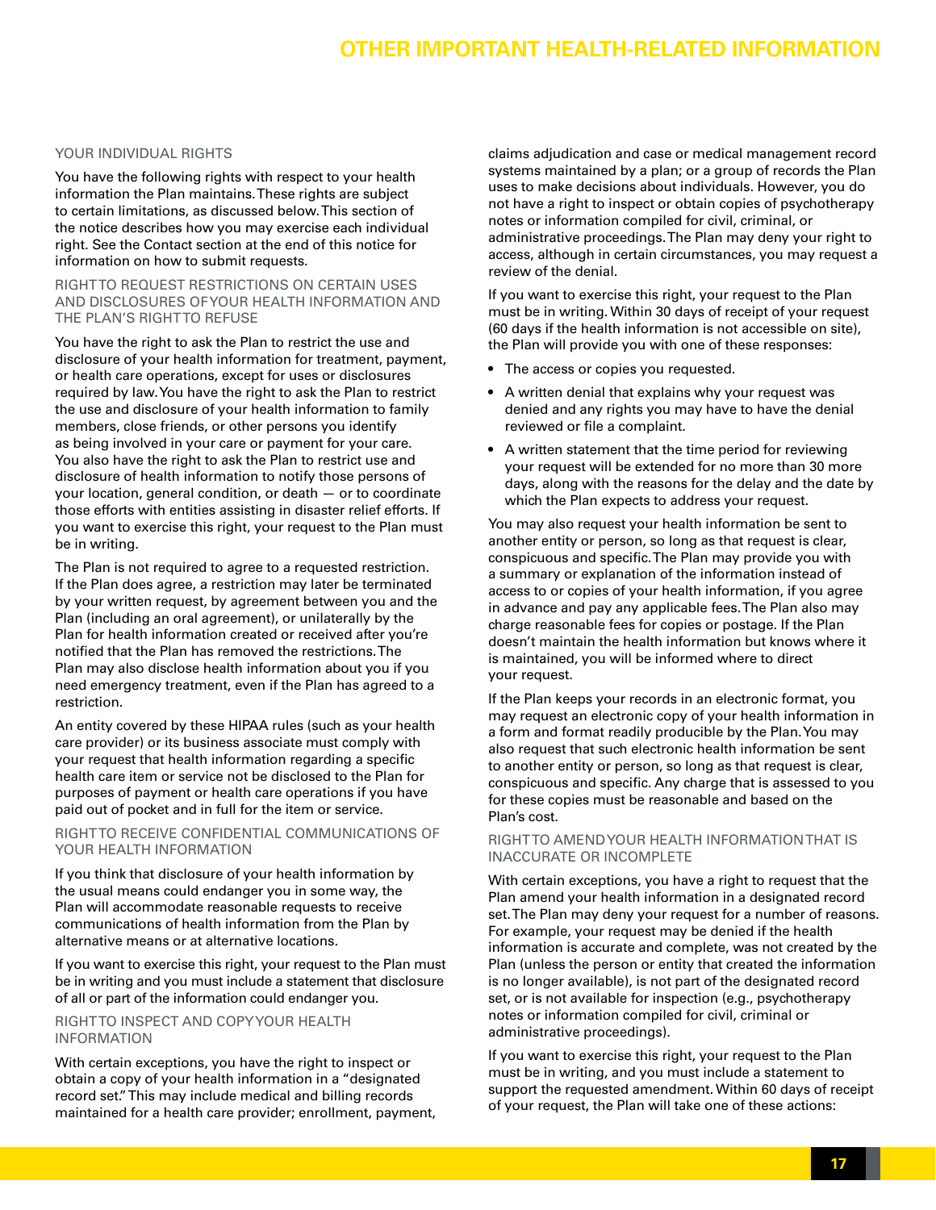## YOUR INDIVIDUAL RIGHTS

You have the following rights with respect to your health information the Plan maintains. These rights are subject to certain limitations, as discussed below. This section of the notice describes how you may exercise each individual right. See the Contact section at the end of this notice for information on how to submit requests.

### RIGHT TO REQUEST RESTRICTIONS ON CERTAIN USES AND DISCLOSURES OF YOUR HEALTH INFORMATION AND THE PLAN'S RIGHT TO REFUSE

You have the right to ask the Plan to restrict the use and disclosure of your health information for treatment, payment, or health care operations, except for uses or disclosures required by law. You have the right to ask the Plan to restrict the use and disclosure of your health information to family members, close friends, or other persons you identify as being involved in your care or payment for your care. You also have the right to ask the Plan to restrict use and disclosure of health information to notify those persons of your location, general condition, or death — or to coordinate those efforts with entities assisting in disaster relief efforts. If you want to exercise this right, your request to the Plan must be in writing.

The Plan is not required to agree to a requested restriction. If the Plan does agree, a restriction may later be terminated by your written request, by agreement between you and the Plan (including an oral agreement), or unilaterally by the Plan for health information created or received after you're notified that the Plan has removed the restrictions. The Plan may also disclose health information about you if you need emergency treatment, even if the Plan has agreed to a restriction.

An entity covered by these HIPAA rules (such as your health care provider) or its business associate must comply with your request that health information regarding a specific health care item or service not be disclosed to the Plan for purposes of payment or health care operations if you have paid out of pocket and in full for the item or service.

### RIGHT TO RECEIVE CONFIDENTIAL COMMUNICATIONS OF YOUR HEALTH INFORMATION

If you think that disclosure of your health information by the usual means could endanger you in some way, the Plan will accommodate reasonable requests to receive communications of health information from the Plan by alternative means or at alternative locations.

If you want to exercise this right, your request to the Plan must be in writing and you must include a statement that disclosure of all or part of the information could endanger you.

### RIGHT TO INSPECT AND COPY YOUR HEALTH INFORMATION

With certain exceptions, you have the right to inspect or obtain a copy of your health information in a "designated record set." This may include medical and billing records maintained for a health care provider; enrollment, payment, claims adjudication and case or medical management record systems maintained by a plan; or a group of records the Plan uses to make decisions about individuals. However, you do not have a right to inspect or obtain copies of psychotherapy notes or information compiled for civil, criminal, or administrative proceedings. The Plan may deny your right to access, although in certain circumstances, you may request a review of the denial.

If you want to exercise this right, your request to the Plan must be in writing. Within 30 days of receipt of your request (60 days if the health information is not accessible on site), the Plan will provide you with one of these responses:

- The access or copies you requested.
- A written denial that explains why your request was denied and any rights you may have to have the denial reviewed or file a complaint.
- A written statement that the time period for reviewing your request will be extended for no more than 30 more days, along with the reasons for the delay and the date by which the Plan expects to address your request.

You may also request your health information be sent to another entity or person, so long as that request is clear, conspicuous and specific. The Plan may provide you with a summary or explanation of the information instead of access to or copies of your health information, if you agree in advance and pay any applicable fees. The Plan also may charge reasonable fees for copies or postage. If the Plan doesn't maintain the health information but knows where it is maintained, you will be informed where to direct your request.

If the Plan keeps your records in an electronic format, you may request an electronic copy of your health information in a form and format readily producible by the Plan. You may also request that such electronic health information be sent to another entity or person, so long as that request is clear, conspicuous and specific. Any charge that is assessed to you for these copies must be reasonable and based on the Plan's cost.

### RIGHT TO AMEND YOUR HEALTH INFORMATION THAT IS INACCURATE OR INCOMPLETE

With certain exceptions, you have a right to request that the Plan amend your health information in a designated record set. The Plan may deny your request for a number of reasons. For example, your request may be denied if the health information is accurate and complete, was not created by the Plan (unless the person or entity that created the information is no longer available), is not part of the designated record set, or is not available for inspection (e.g., psychotherapy notes or information compiled for civil, criminal or administrative proceedings).

If you want to exercise this right, your request to the Plan must be in writing, and you must include a statement to support the requested amendment. Within 60 days of receipt of your request, the Plan will take one of these actions: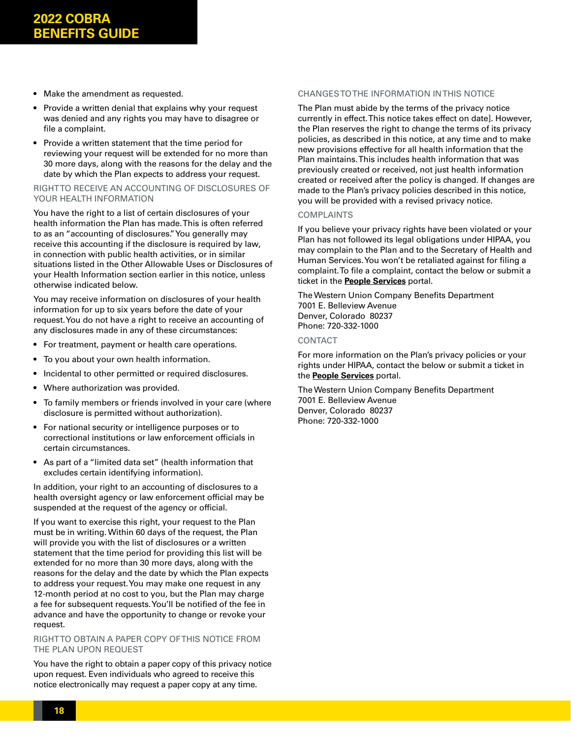- Make the amendment as requested.
- Provide a written denial that explains why your request was denied and any rights you may have to disagree or file a complaint.
- Provide a written statement that the time period for reviewing your request will be extended for no more than 30 more days, along with the reasons for the delay and the date by which the Plan expects to address your request.

### RIGHT TO RECEIVE AN ACCOUNTING OF DISCLOSURES OF YOUR HEALTH INFORMATION

You have the right to a list of certain disclosures of your health information the Plan has made. This is often referred to as an "accounting of disclosures." You generally may receive this accounting if the disclosure is required by law, in connection with public health activities, or in similar situations listed in the Other Allowable Uses or Disclosures of your Health Information section earlier in this notice, unless otherwise indicated below.

You may receive information on disclosures of your health information for up to six years before the date of your request. You do not have a right to receive an accounting of any disclosures made in any of these circumstances:

- For treatment, payment or health care operations.
- To you about your own health information.
- Incidental to other permitted or required disclosures.
- Where authorization was provided.
- To family members or friends involved in your care (where disclosure is permitted without authorization).
- For national security or intelligence purposes or to correctional institutions or law enforcement officials in certain circumstances.
- As part of a "limited data set" (health information that excludes certain identifying information).

In addition, your right to an accounting of disclosures to a health oversight agency or law enforcement official may be suspended at the request of the agency or official.

If you want to exercise this right, your request to the Plan must be in writing. Within 60 days of the request, the Plan will provide you with the list of disclosures or a written statement that the time period for providing this list will be extended for no more than 30 more days, along with the reasons for the delay and the date by which the Plan expects to address your request. You may make one request in any 12-month period at no cost to you, but the Plan may charge a fee for subsequent requests. You'll be notified of the fee in advance and have the opportunity to change or revoke your request.

### RIGHT TO OBTAIN A PAPER COPY OF THIS NOTICE FROM THE PLAN UPON REQUEST

You have the right to obtain a paper copy of this privacy notice upon request. Even individuals who agreed to receive this notice electronically may request a paper copy at any time.

### CHANGES TO THE INFORMATION IN THIS NOTICE

The Plan must abide by the terms of the privacy notice currently in effect. This notice takes effect on date]. However, the Plan reserves the right to change the terms of its privacy policies, as described in this notice, at any time and to make new provisions effective for all health information that the Plan maintains. This includes health information that was previously created or received, not just health information created or received after the policy is changed. If changes are made to the Plan's privacy policies described in this notice, you will be provided with a revised privacy notice.

### COMPLAINTS

If you believe your privacy rights have been violated or your Plan has not followed its legal obligations under HIPAA, you may complain to the Plan and to the Secretary of Health and Human Services. You won't be retaliated against for filing a complaint. To file a complaint, contact the below or submit a ticket in the **People Services** portal.

The Western Union Company Benefits Department
7001 E. Belleview Avenue
Denver, Colorado 80237
Phone: 720-332-1000

### CONTACT

For more information on the Plan's privacy policies or your rights under HIPAA, contact the below or submit a ticket in the **People Services** portal.

The Western Union Company Benefits Department
7001 E. Belleview Avenue
Denver, Colorado 80237
Phone: 720-332-1000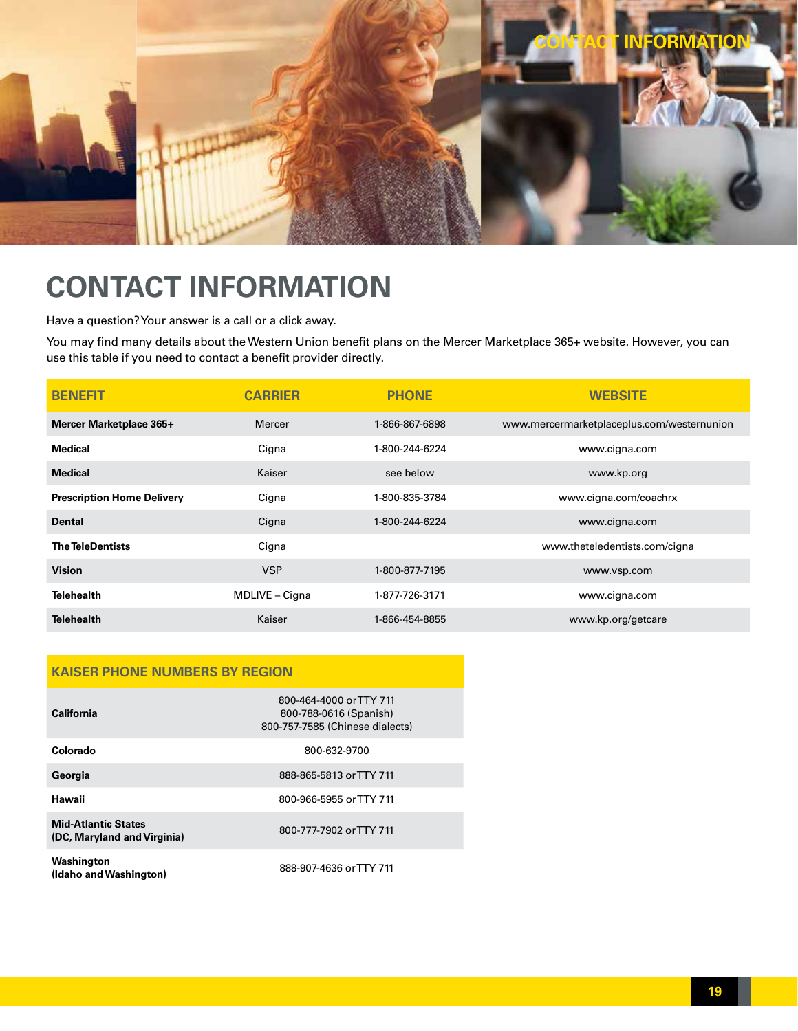# CONTACT INFORMATION

Have a question? Your answer is a call or a click away.

You may find many details about the Western Union benefit plans on the Mercer Marketplace 365+ website. However, you can use this table if you need to contact a benefit provider directly.

| BENEFIT | CARRIER | PHONE | WEBSITE |
|---|---|---|---|
| **Mercer Marketplace 365+** | Mercer | 1-866-867-6898 | www.mercermarketplaceplus.com/westernunion |
| **Medical** | Cigna | 1-800-244-6224 | www.cigna.com |
| **Medical** | Kaiser | see below | www.kp.org |
| **Prescription Home Delivery** | Cigna | 1-800-835-3784 | www.cigna.com/coachrx |
| **Dental** | Cigna | 1-800-244-6224 | www.cigna.com |
| **The TeleDentists** | Cigna | | www.theteledentists.com/cigna |
| **Vision** | VSP | 1-800-877-7195 | www.vsp.com |
| **Telehealth** | MDLIVE – Cigna | 1-877-726-3171 | www.cigna.com |
| **Telehealth** | Kaiser | 1-866-454-8855 | www.kp.org/getcare |

| KAISER PHONE NUMBERS BY REGION | |
|---|---|
| **California** | 800-464-4000 or TTY 711<br>800-788-0616 (Spanish)<br>800-757-7585 (Chinese dialects) |
| **Colorado** | 800-632-9700 |
| **Georgia** | 888-865-5813 or TTY 711 |
| **Hawaii** | 800-966-5955 or TTY 711 |
| **Mid-Atlantic States (DC, Maryland and Virginia)** | 800-777-7902 or TTY 711 |
| **Washington (Idaho and Washington)** | 888-907-4636 or TTY 711 |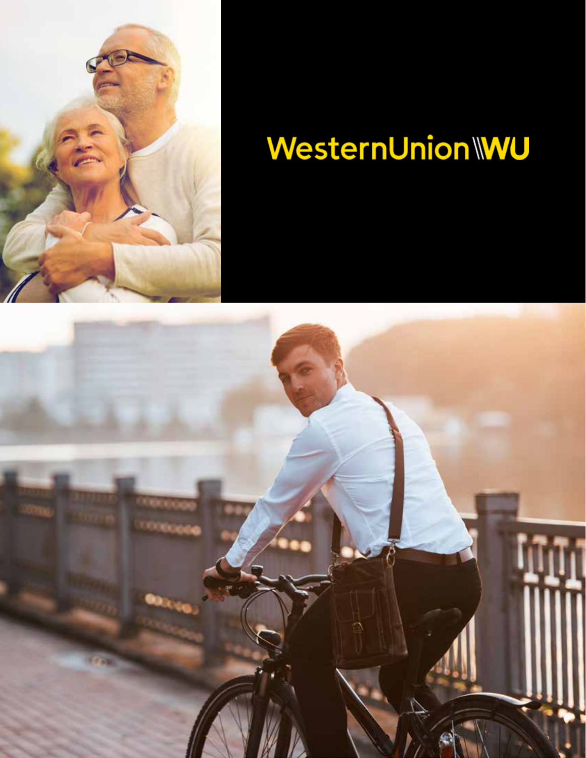WesternUnion WU